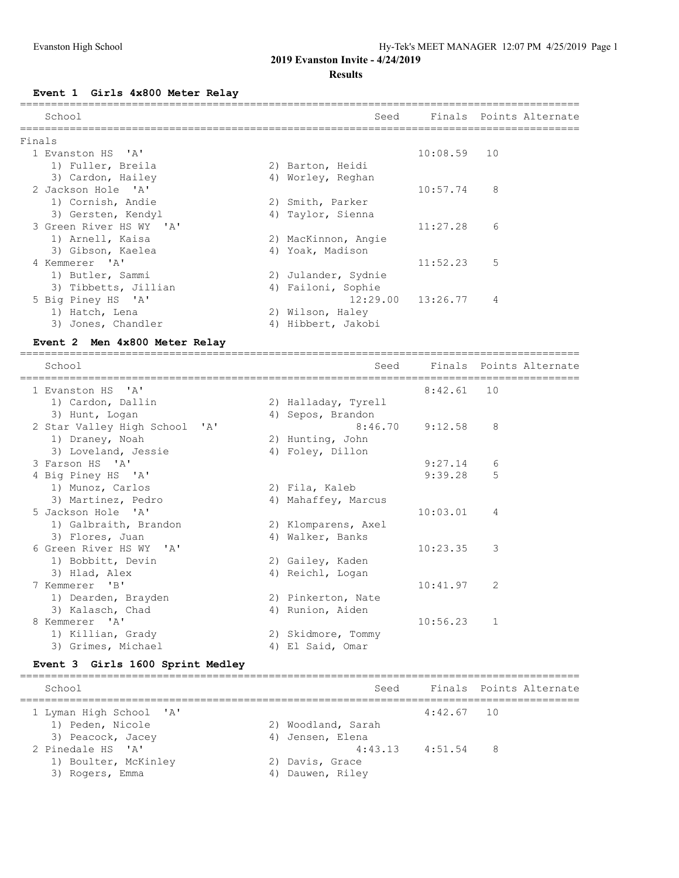## 2019 Evanston Invite - 4/24/2019

### Results

#### Event 1 Girls 4x800 Meter Relay

| School | Seed | Finals | Points | Alternate |
|---|---|---|---|---|
| **Finals** | | | | |
| 1 Evanston HS 'A' | | 10:08.59 | 10 | |
| 1) Fuller, Breila; 2) Barton, Heidi; 3) Cardon, Hailey; 4) Worley, Reghan | | | | |
| 2 Jackson Hole 'A' | | 10:57.74 | 8 | |
| 1) Cornish, Andie; 2) Smith, Parker; 3) Gersten, Kendyl; 4) Taylor, Sienna | | | | |
| 3 Green River HS WY 'A' | | 11:27.28 | 6 | |
| 1) Arnell, Kaisa; 2) MacKinnon, Angie; 3) Gibson, Kaelea; 4) Yoak, Madison | | | | |
| 4 Kemmerer 'A' | | 11:52.23 | 5 | |
| 1) Butler, Sammi; 2) Julander, Sydnie; 3) Tibbetts, Jillian; 4) Failoni, Sophie | | | | |
| 5 Big Piney HS 'A' | 12:29.00 | 13:26.77 | 4 | |
| 1) Hatch, Lena; 2) Wilson, Haley; 3) Jones, Chandler; 4) Hibbert, Jakobi | | | | |

#### Event 2 Men 4x800 Meter Relay

| School | Seed | Finals | Points | Alternate |
|---|---|---|---|---|
| 1 Evanston HS 'A' | | 8:42.61 | 10 | |
| 1) Cardon, Dallin; 2) Halladay, Tyrell; 3) Hunt, Logan; 4) Sepos, Brandon | | | | |
| 2 Star Valley High School 'A' | 8:46.70 | 9:12.58 | 8 | |
| 1) Draney, Noah; 2) Hunting, John; 3) Loveland, Jessie; 4) Foley, Dillon | | | | |
| 3 Farson HS 'A' | | 9:27.14 | 6 | |
| 4 Big Piney HS 'A' | | 9:39.28 | 5 | |
| 1) Munoz, Carlos; 2) Fila, Kaleb; 3) Martinez, Pedro; 4) Mahaffey, Marcus | | | | |
| 5 Jackson Hole 'A' | | 10:03.01 | 4 | |
| 1) Galbraith, Brandon; 2) Klomparens, Axel; 3) Flores, Juan; 4) Walker, Banks | | | | |
| 6 Green River HS WY 'A' | | 10:23.35 | 3 | |
| 1) Bobbitt, Devin; 2) Gailey, Kaden; 3) Hlad, Alex; 4) Reichl, Logan | | | | |
| 7 Kemmerer 'B' | | 10:41.97 | 2 | |
| 1) Dearden, Brayden; 2) Pinkerton, Nate; 3) Kalasch, Chad; 4) Runion, Aiden | | | | |
| 8 Kemmerer 'A' | | 10:56.23 | 1 | |
| 1) Killian, Grady; 2) Skidmore, Tommy; 3) Grimes, Michael; 4) El Said, Omar | | | | |

#### Event 3 Girls 1600 Sprint Medley

| School | Seed | Finals | Points | Alternate |
|---|---|---|---|---|
| 1 Lyman High School 'A' | | 4:42.67 | 10 | |
| 1) Peden, Nicole; 2) Woodland, Sarah; 3) Peacock, Jacey; 4) Jensen, Elena | | | | |
| 2 Pinedale HS 'A' | 4:43.13 | 4:51.54 | 8 | |
| 1) Boulter, McKinley; 2) Davis, Grace; 3) Rogers, Emma; 4) Dauwen, Riley | | | | |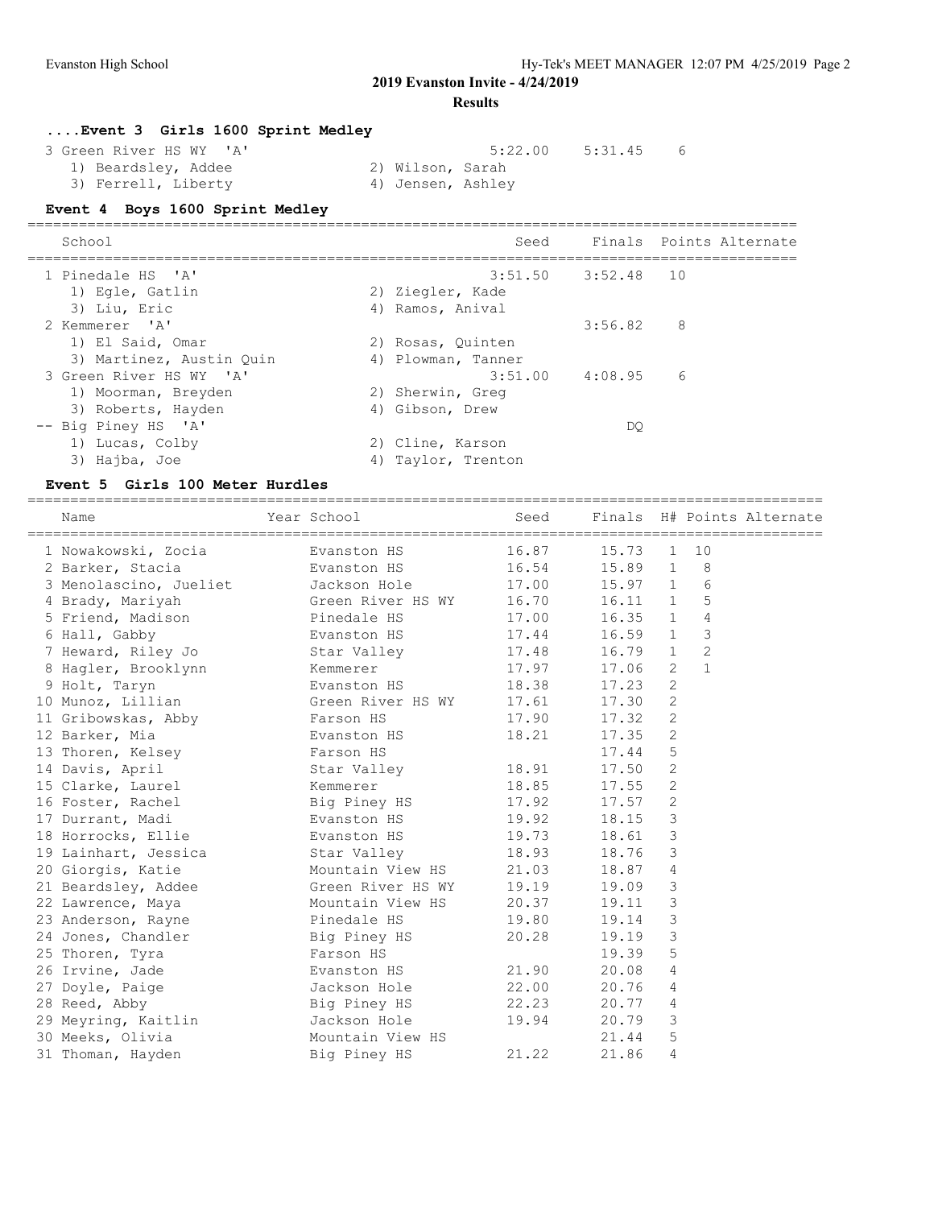## 2019 Evanston Invite - 4/24/2019

### Results

#### ....Event 3 Girls 1600 Sprint Medley

| School | Seed | Finals | Points | Alternate |
|---|---|---|---|---|
| 3 Green River HS WY 'A' | 5:22.00 | 5:31.45 | 6 | |
| 1) Beardsley, Addee 2) Wilson, Sarah 3) Ferrell, Liberty 4) Jensen, Ashley | | | | |

#### Event 4 Boys 1600 Sprint Medley

| School | Seed | Finals | Points | Alternate |
|---|---|---|---|---|
| 1 Pinedale HS 'A' | 3:51.50 | 3:52.48 | 10 | |
| 1) Egle, Gatlin 2) Ziegler, Kade 3) Liu, Eric 4) Ramos, Anival | | | | |
| 2 Kemmerer 'A' | | 3:56.82 | 8 | |
| 1) El Said, Omar 2) Rosas, Quinten 3) Martinez, Austin Quin 4) Plowman, Tanner | | | | |
| 3 Green River HS WY 'A' | 3:51.00 | 4:08.95 | 6 | |
| 1) Moorman, Breyden 2) Sherwin, Greg 3) Roberts, Hayden 4) Gibson, Drew | | | | |
| -- Big Piney HS 'A' | | DQ | | |
| 1) Lucas, Colby 2) Cline, Karson 3) Hajba, Joe 4) Taylor, Trenton | | | | |

#### Event 5 Girls 100 Meter Hurdles

| Name | Year | School | Seed | Finals | H# | Points | Alternate |
|---|---|---|---|---|---|---|---|
| 1 Nowakowski, Zocia | | Evanston HS | 16.87 | 15.73 | 1 | 10 | |
| 2 Barker, Stacia | | Evanston HS | 16.54 | 15.89 | 1 | 8 | |
| 3 Menolascino, Jueliet | | Jackson Hole | 17.00 | 15.97 | 1 | 6 | |
| 4 Brady, Mariyah | | Green River HS WY | 16.70 | 16.11 | 1 | 5 | |
| 5 Friend, Madison | | Pinedale HS | 17.00 | 16.35 | 1 | 4 | |
| 6 Hall, Gabby | | Evanston HS | 17.44 | 16.59 | 1 | 3 | |
| 7 Heward, Riley Jo | | Star Valley | 17.48 | 16.79 | 1 | 2 | |
| 8 Hagler, Brooklynn | | Kemmerer | 17.97 | 17.06 | 2 | 1 | |
| 9 Holt, Taryn | | Evanston HS | 18.38 | 17.23 | 2 | | |
| 10 Munoz, Lillian | | Green River HS WY | 17.61 | 17.30 | 2 | | |
| 11 Gribowskas, Abby | | Farson HS | 17.90 | 17.32 | 2 | | |
| 12 Barker, Mia | | Evanston HS | 18.21 | 17.35 | 2 | | |
| 13 Thoren, Kelsey | | Farson HS | | 17.44 | 5 | | |
| 14 Davis, April | | Star Valley | 18.91 | 17.50 | 2 | | |
| 15 Clarke, Laurel | | Kemmerer | 18.85 | 17.55 | 2 | | |
| 16 Foster, Rachel | | Big Piney HS | 17.92 | 17.57 | 2 | | |
| 17 Durrant, Madi | | Evanston HS | 19.92 | 18.15 | 3 | | |
| 18 Horrocks, Ellie | | Evanston HS | 19.73 | 18.61 | 3 | | |
| 19 Lainhart, Jessica | | Star Valley | 18.93 | 18.76 | 3 | | |
| 20 Giorgis, Katie | | Mountain View HS | 21.03 | 18.87 | 4 | | |
| 21 Beardsley, Addee | | Green River HS WY | 19.19 | 19.09 | 3 | | |
| 22 Lawrence, Maya | | Mountain View HS | 20.37 | 19.11 | 3 | | |
| 23 Anderson, Rayne | | Pinedale HS | 19.80 | 19.14 | 3 | | |
| 24 Jones, Chandler | | Big Piney HS | 20.28 | 19.19 | 3 | | |
| 25 Thoren, Tyra | | Farson HS | | 19.39 | 5 | | |
| 26 Irvine, Jade | | Evanston HS | 21.90 | 20.08 | 4 | | |
| 27 Doyle, Paige | | Jackson Hole | 22.00 | 20.76 | 4 | | |
| 28 Reed, Abby | | Big Piney HS | 22.23 | 20.77 | 4 | | |
| 29 Meyring, Kaitlin | | Jackson Hole | 19.94 | 20.79 | 3 | | |
| 30 Meeks, Olivia | | Mountain View HS | | 21.44 | 5 | | |
| 31 Thoman, Hayden | | Big Piney HS | 21.22 | 21.86 | 4 | | |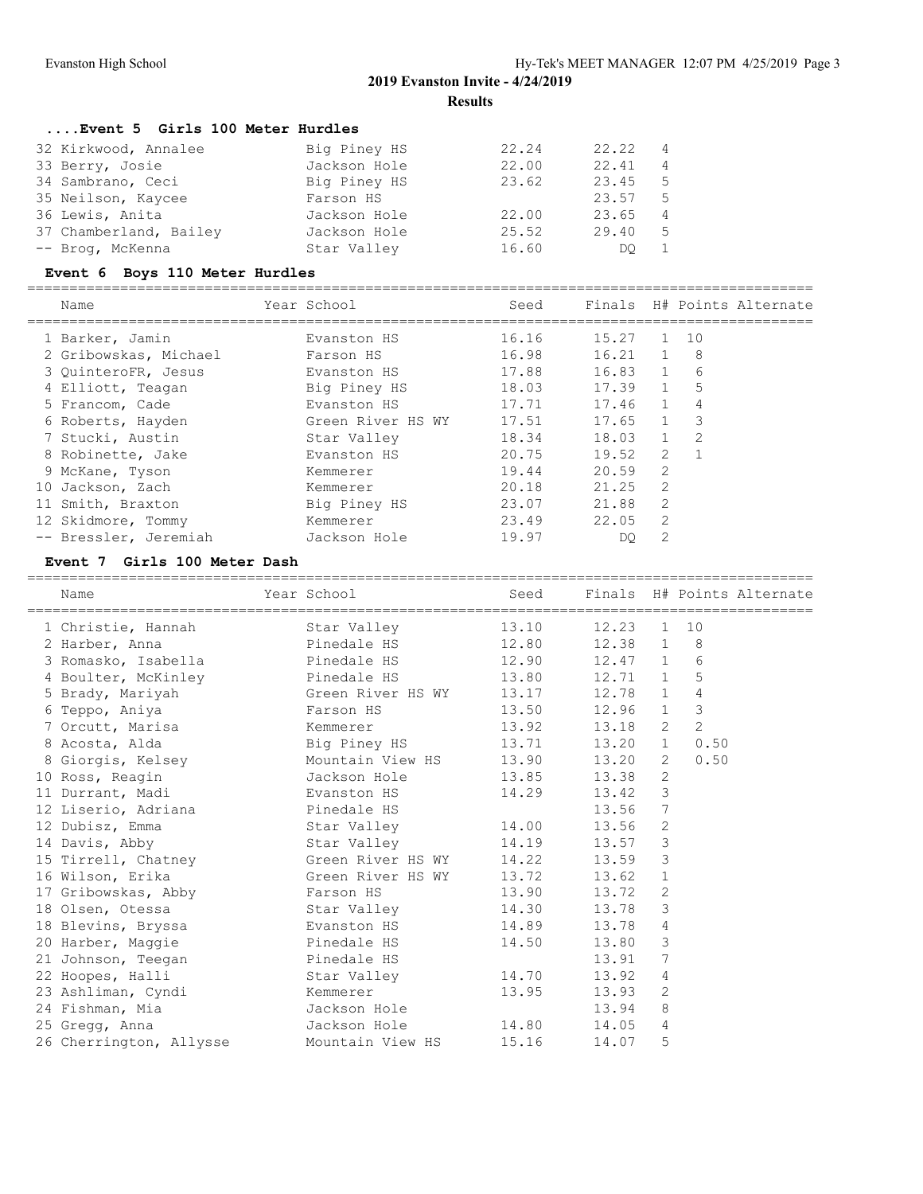## 2019 Evanston Invite - 4/24/2019

**Results**

### ....Event 5 Girls 100 Meter Hurdles

| | | | | | |
|---|---|---|---|---|---|
| 32 Kirkwood, Annalee | Big Piney HS | 22.24 | 22.22 | 4 | |
| 33 Berry, Josie | Jackson Hole | 22.00 | 22.41 | 4 | |
| 34 Sambrano, Ceci | Big Piney HS | 23.62 | 23.45 | 5 | |
| 35 Neilson, Kaycee | Farson HS | | 23.57 | 5 | |
| 36 Lewis, Anita | Jackson Hole | 22.00 | 23.65 | 4 | |
| 37 Chamberland, Bailey | Jackson Hole | 25.52 | 29.40 | 5 | |
| -- Brog, McKenna | Star Valley | 16.60 | DQ | 1 | |

### Event 6 Boys 110 Meter Hurdles

| Name | Year School | Seed | Finals | H# | Points Alternate |
|---|---|---|---|---|---|
| 1 Barker, Jamin | Evanston HS | 16.16 | 15.27 | 1 | 10 |
| 2 Gribowskas, Michael | Farson HS | 16.98 | 16.21 | 1 | 8 |
| 3 QuinteroFR, Jesus | Evanston HS | 17.88 | 16.83 | 1 | 6 |
| 4 Elliott, Teagan | Big Piney HS | 18.03 | 17.39 | 1 | 5 |
| 5 Francom, Cade | Evanston HS | 17.71 | 17.46 | 1 | 4 |
| 6 Roberts, Hayden | Green River HS WY | 17.51 | 17.65 | 1 | 3 |
| 7 Stucki, Austin | Star Valley | 18.34 | 18.03 | 1 | 2 |
| 8 Robinette, Jake | Evanston HS | 20.75 | 19.52 | 2 | 1 |
| 9 McKane, Tyson | Kemmerer | 19.44 | 20.59 | 2 | |
| 10 Jackson, Zach | Kemmerer | 20.18 | 21.25 | 2 | |
| 11 Smith, Braxton | Big Piney HS | 23.07 | 21.88 | 2 | |
| 12 Skidmore, Tommy | Kemmerer | 23.49 | 22.05 | 2 | |
| -- Bressler, Jeremiah | Jackson Hole | 19.97 | DQ | 2 | |

### Event 7 Girls 100 Meter Dash

| Name | Year School | Seed | Finals | H# | Points Alternate |
|---|---|---|---|---|---|
| 1 Christie, Hannah | Star Valley | 13.10 | 12.23 | 1 | 10 |
| 2 Harber, Anna | Pinedale HS | 12.80 | 12.38 | 1 | 8 |
| 3 Romasko, Isabella | Pinedale HS | 12.90 | 12.47 | 1 | 6 |
| 4 Boulter, McKinley | Pinedale HS | 13.80 | 12.71 | 1 | 5 |
| 5 Brady, Mariyah | Green River HS WY | 13.17 | 12.78 | 1 | 4 |
| 6 Teppo, Aniya | Farson HS | 13.50 | 12.96 | 1 | 3 |
| 7 Orcutt, Marisa | Kemmerer | 13.92 | 13.18 | 2 | 2 |
| 8 Acosta, Alda | Big Piney HS | 13.71 | 13.20 | 1 | 0.50 |
| 8 Giorgis, Kelsey | Mountain View HS | 13.90 | 13.20 | 2 | 0.50 |
| 10 Ross, Reagin | Jackson Hole | 13.85 | 13.38 | 2 | |
| 11 Durrant, Madi | Evanston HS | 14.29 | 13.42 | 3 | |
| 12 Liserio, Adriana | Pinedale HS | | 13.56 | 7 | |
| 12 Dubisz, Emma | Star Valley | 14.00 | 13.56 | 2 | |
| 14 Davis, Abby | Star Valley | 14.19 | 13.57 | 3 | |
| 15 Tirrell, Chatney | Green River HS WY | 14.22 | 13.59 | 3 | |
| 16 Wilson, Erika | Green River HS WY | 13.72 | 13.62 | 1 | |
| 17 Gribowskas, Abby | Farson HS | 13.90 | 13.72 | 2 | |
| 18 Olsen, Otessa | Star Valley | 14.30 | 13.78 | 3 | |
| 18 Blevins, Bryssa | Evanston HS | 14.89 | 13.78 | 4 | |
| 20 Harber, Maggie | Pinedale HS | 14.50 | 13.80 | 3 | |
| 21 Johnson, Teegan | Pinedale HS | | 13.91 | 7 | |
| 22 Hoopes, Halli | Star Valley | 14.70 | 13.92 | 4 | |
| 23 Ashliman, Cyndi | Kemmerer | 13.95 | 13.93 | 2 | |
| 24 Fishman, Mia | Jackson Hole | | 13.94 | 8 | |
| 25 Gregg, Anna | Jackson Hole | 14.80 | 14.05 | 4 | |
| 26 Cherrington, Allysse | Mountain View HS | 15.16 | 14.07 | 5 | |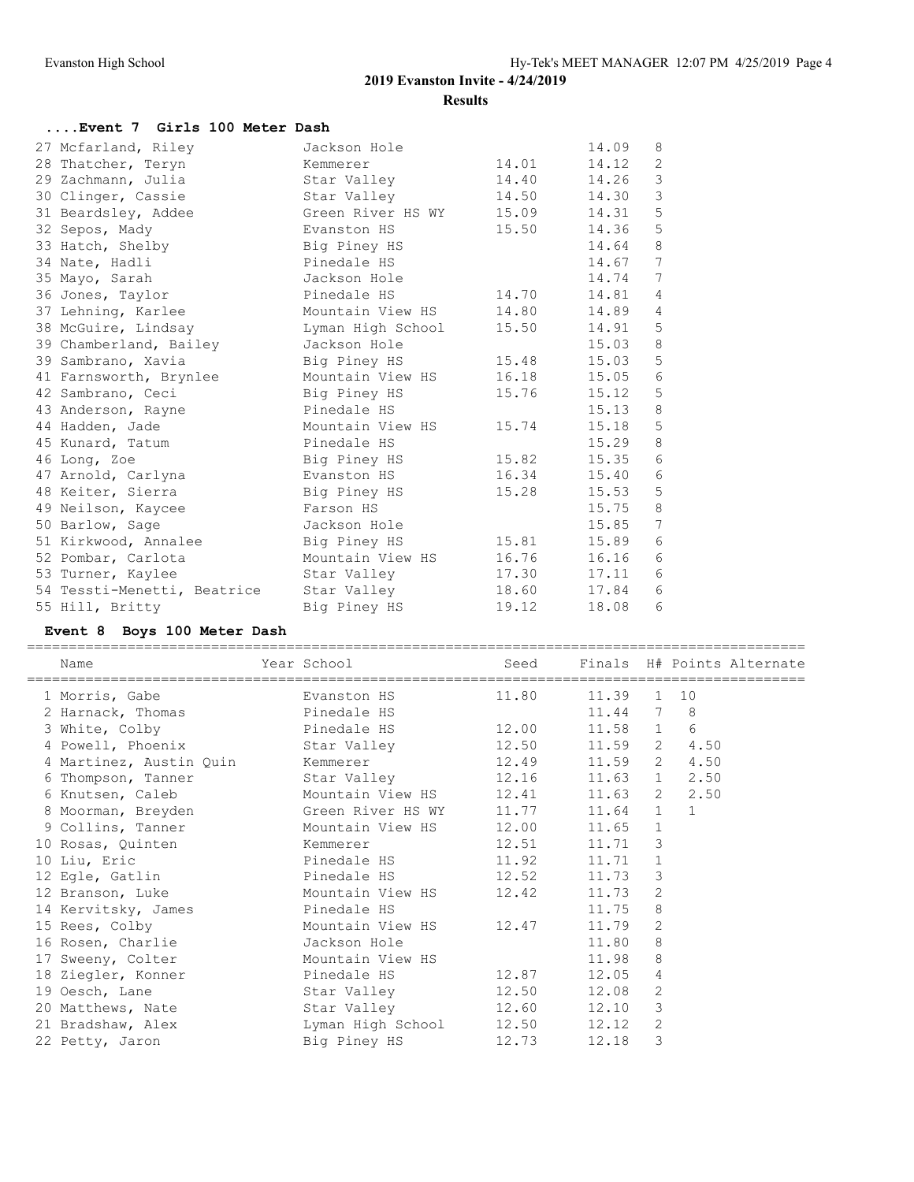## 2019 Evanston Invite - 4/24/2019

### Results

#### ....Event 7 Girls 100 Meter Dash

| | | | | | |
|---|---|---|---|---|---|
| 27 | Mcfarland, Riley | Jackson Hole | | 14.09 | 8 |
| 28 | Thatcher, Teryn | Kemmerer | 14.01 | 14.12 | 2 |
| 29 | Zachmann, Julia | Star Valley | 14.40 | 14.26 | 3 |
| 30 | Clinger, Cassie | Star Valley | 14.50 | 14.30 | 3 |
| 31 | Beardsley, Addee | Green River HS WY | 15.09 | 14.31 | 5 |
| 32 | Sepos, Mady | Evanston HS | 15.50 | 14.36 | 5 |
| 33 | Hatch, Shelby | Big Piney HS | | 14.64 | 8 |
| 34 | Nate, Hadli | Pinedale HS | | 14.67 | 7 |
| 35 | Mayo, Sarah | Jackson Hole | | 14.74 | 7 |
| 36 | Jones, Taylor | Pinedale HS | 14.70 | 14.81 | 4 |
| 37 | Lehning, Karlee | Mountain View HS | 14.80 | 14.89 | 4 |
| 38 | McGuire, Lindsay | Lyman High School | 15.50 | 14.91 | 5 |
| 39 | Chamberland, Bailey | Jackson Hole | | 15.03 | 8 |
| 39 | Sambrano, Xavia | Big Piney HS | 15.48 | 15.03 | 5 |
| 41 | Farnsworth, Brynlee | Mountain View HS | 16.18 | 15.05 | 6 |
| 42 | Sambrano, Ceci | Big Piney HS | 15.76 | 15.12 | 5 |
| 43 | Anderson, Rayne | Pinedale HS | | 15.13 | 8 |
| 44 | Hadden, Jade | Mountain View HS | 15.74 | 15.18 | 5 |
| 45 | Kunard, Tatum | Pinedale HS | | 15.29 | 8 |
| 46 | Long, Zoe | Big Piney HS | 15.82 | 15.35 | 6 |
| 47 | Arnold, Carlyna | Evanston HS | 16.34 | 15.40 | 6 |
| 48 | Keiter, Sierra | Big Piney HS | 15.28 | 15.53 | 5 |
| 49 | Neilson, Kaycee | Farson HS | | 15.75 | 8 |
| 50 | Barlow, Sage | Jackson Hole | | 15.85 | 7 |
| 51 | Kirkwood, Annalee | Big Piney HS | 15.81 | 15.89 | 6 |
| 52 | Pombar, Carlota | Mountain View HS | 16.76 | 16.16 | 6 |
| 53 | Turner, Kaylee | Star Valley | 17.30 | 17.11 | 6 |
| 54 | Tessti-Menetti, Beatrice | Star Valley | 18.60 | 17.84 | 6 |
| 55 | Hill, Britty | Big Piney HS | 19.12 | 18.08 | 6 |

#### Event 8 Boys 100 Meter Dash

| | Name | Year School | Seed | Finals | H# | Points | Alternate |
|---|---|---|---|---|---|---|---|
| 1 | Morris, Gabe | Evanston HS | 11.80 | 11.39 | 1 | 10 | |
| 2 | Harnack, Thomas | Pinedale HS | | 11.44 | 7 | 8 | |
| 3 | White, Colby | Pinedale HS | 12.00 | 11.58 | 1 | 6 | |
| 4 | Powell, Phoenix | Star Valley | 12.50 | 11.59 | 2 | 4.50 | |
| 4 | Martinez, Austin Quin | Kemmerer | 12.49 | 11.59 | 2 | 4.50 | |
| 6 | Thompson, Tanner | Star Valley | 12.16 | 11.63 | 1 | 2.50 | |
| 6 | Knutsen, Caleb | Mountain View HS | 12.41 | 11.63 | 2 | 2.50 | |
| 8 | Moorman, Breyden | Green River HS WY | 11.77 | 11.64 | 1 | 1 | |
| 9 | Collins, Tanner | Mountain View HS | 12.00 | 11.65 | 1 | | |
| 10 | Rosas, Quinten | Kemmerer | 12.51 | 11.71 | 3 | | |
| 10 | Liu, Eric | Pinedale HS | 11.92 | 11.71 | 1 | | |
| 12 | Egle, Gatlin | Pinedale HS | 12.52 | 11.73 | 3 | | |
| 12 | Branson, Luke | Mountain View HS | 12.42 | 11.73 | 2 | | |
| 14 | Kervitsky, James | Pinedale HS | | 11.75 | 8 | | |
| 15 | Rees, Colby | Mountain View HS | 12.47 | 11.79 | 2 | | |
| 16 | Rosen, Charlie | Jackson Hole | | 11.80 | 8 | | |
| 17 | Sweeny, Colter | Mountain View HS | | 11.98 | 8 | | |
| 18 | Ziegler, Konner | Pinedale HS | 12.87 | 12.05 | 4 | | |
| 19 | Oesch, Lane | Star Valley | 12.50 | 12.08 | 2 | | |
| 20 | Matthews, Nate | Star Valley | 12.60 | 12.10 | 3 | | |
| 21 | Bradshaw, Alex | Lyman High School | 12.50 | 12.12 | 2 | | |
| 22 | Petty, Jaron | Big Piney HS | 12.73 | 12.18 | 3 | | |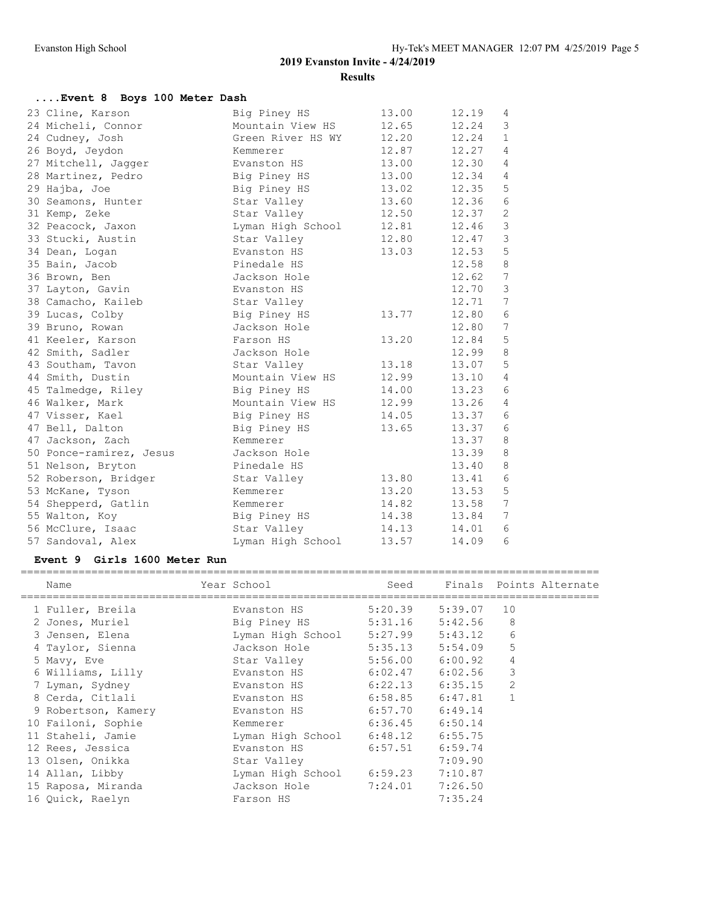## 2019 Evanston Invite - 4/24/2019

### Results

### ....Event 8 Boys 100 Meter Dash

| | | | | | |
|---|---|---|---|---|---|
| 23 | Cline, Karson | Big Piney HS | 13.00 | 12.19 | 4 |
| 24 | Micheli, Connor | Mountain View HS | 12.65 | 12.24 | 3 |
| 24 | Cudney, Josh | Green River HS WY | 12.20 | 12.24 | 1 |
| 26 | Boyd, Jeydon | Kemmerer | 12.87 | 12.27 | 4 |
| 27 | Mitchell, Jagger | Evanston HS | 13.00 | 12.30 | 4 |
| 28 | Martinez, Pedro | Big Piney HS | 13.00 | 12.34 | 4 |
| 29 | Hajba, Joe | Big Piney HS | 13.02 | 12.35 | 5 |
| 30 | Seamons, Hunter | Star Valley | 13.60 | 12.36 | 6 |
| 31 | Kemp, Zeke | Star Valley | 12.50 | 12.37 | 2 |
| 32 | Peacock, Jaxon | Lyman High School | 12.81 | 12.46 | 3 |
| 33 | Stucki, Austin | Star Valley | 12.80 | 12.47 | 3 |
| 34 | Dean, Logan | Evanston HS | 13.03 | 12.53 | 5 |
| 35 | Bain, Jacob | Pinedale HS | | 12.58 | 8 |
| 36 | Brown, Ben | Jackson Hole | | 12.62 | 7 |
| 37 | Layton, Gavin | Evanston HS | | 12.70 | 3 |
| 38 | Camacho, Kaileb | Star Valley | | 12.71 | 7 |
| 39 | Lucas, Colby | Big Piney HS | 13.77 | 12.80 | 6 |
| 39 | Bruno, Rowan | Jackson Hole | | 12.80 | 7 |
| 41 | Keeler, Karson | Farson HS | 13.20 | 12.84 | 5 |
| 42 | Smith, Sadler | Jackson Hole | | 12.99 | 8 |
| 43 | Southam, Tavon | Star Valley | 13.18 | 13.07 | 5 |
| 44 | Smith, Dustin | Mountain View HS | 12.99 | 13.10 | 4 |
| 45 | Talmedge, Riley | Big Piney HS | 14.00 | 13.23 | 6 |
| 46 | Walker, Mark | Mountain View HS | 12.99 | 13.26 | 4 |
| 47 | Visser, Kael | Big Piney HS | 14.05 | 13.37 | 6 |
| 47 | Bell, Dalton | Big Piney HS | 13.65 | 13.37 | 6 |
| 47 | Jackson, Zach | Kemmerer | | 13.37 | 8 |
| 50 | Ponce-ramirez, Jesus | Jackson Hole | | 13.39 | 8 |
| 51 | Nelson, Bryton | Pinedale HS | | 13.40 | 8 |
| 52 | Roberson, Bridger | Star Valley | 13.80 | 13.41 | 6 |
| 53 | McKane, Tyson | Kemmerer | 13.20 | 13.53 | 5 |
| 54 | Shepperd, Gatlin | Kemmerer | 14.82 | 13.58 | 7 |
| 55 | Walton, Koy | Big Piney HS | 14.38 | 13.84 | 7 |
| 56 | McClure, Isaac | Star Valley | 14.13 | 14.01 | 6 |
| 57 | Sandoval, Alex | Lyman High School | 13.57 | 14.09 | 6 |

### Event 9 Girls 1600 Meter Run

| | Name | Year School | Seed | Finals | Points | Alternate |
|---|---|---|---|---|---|---|
| 1 | Fuller, Breila | Evanston HS | 5:20.39 | 5:39.07 | 10 | |
| 2 | Jones, Muriel | Big Piney HS | 5:31.16 | 5:42.56 | 8 | |
| 3 | Jensen, Elena | Lyman High School | 5:27.99 | 5:43.12 | 6 | |
| 4 | Taylor, Sienna | Jackson Hole | 5:35.13 | 5:54.09 | 5 | |
| 5 | Mavy, Eve | Star Valley | 5:56.00 | 6:00.92 | 4 | |
| 6 | Williams, Lilly | Evanston HS | 6:02.47 | 6:02.56 | 3 | |
| 7 | Lyman, Sydney | Evanston HS | 6:22.13 | 6:35.15 | 2 | |
| 8 | Cerda, Citlali | Evanston HS | 6:58.85 | 6:47.81 | 1 | |
| 9 | Robertson, Kamery | Evanston HS | 6:57.70 | 6:49.14 | | |
| 10 | Failoni, Sophie | Kemmerer | 6:36.45 | 6:50.14 | | |
| 11 | Staheli, Jamie | Lyman High School | 6:48.12 | 6:55.75 | | |
| 12 | Rees, Jessica | Evanston HS | 6:57.51 | 6:59.74 | | |
| 13 | Olsen, Onikka | Star Valley | | 7:09.90 | | |
| 14 | Allan, Libby | Lyman High School | 6:59.23 | 7:10.87 | | |
| 15 | Raposa, Miranda | Jackson Hole | 7:24.01 | 7:26.50 | | |
| 16 | Quick, Raelyn | Farson HS | | 7:35.24 | | |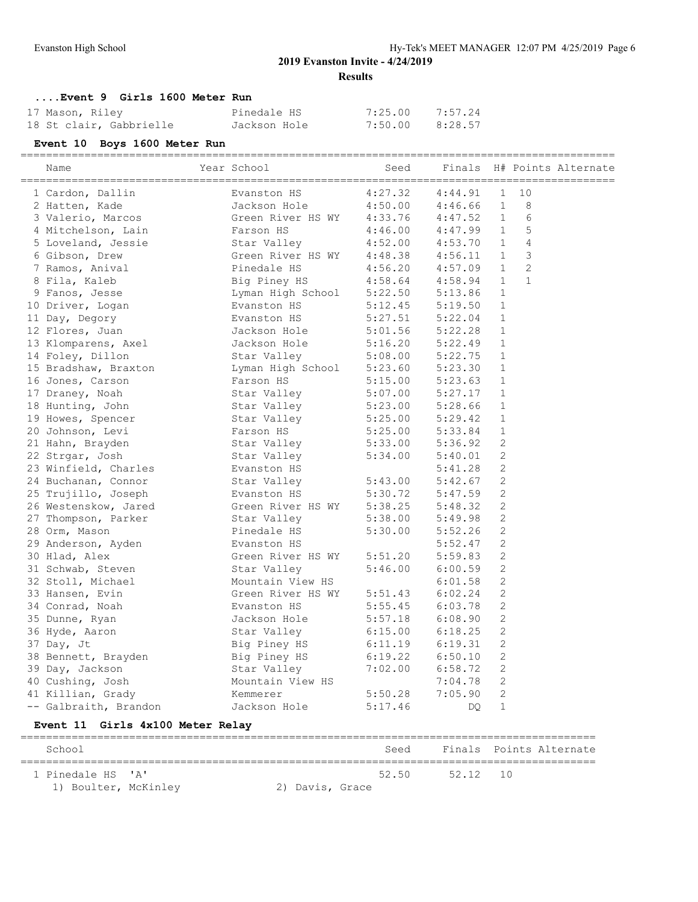## 2019 Evanston Invite - 4/24/2019

### Results

#### ....Event 9 Girls 1600 Meter Run

| | | | | |
|---|---|---|---|---|
| 17 | Mason, Riley | Pinedale HS | 7:25.00 | 7:57.24 |
| 18 | St clair, Gabbrielle | Jackson Hole | 7:50.00 | 8:28.57 |

#### Event 10 Boys 1600 Meter Run

| | Name | Year | School | Seed | Finals | H# | Points | Alternate |
|---|---|---|---|---|---|---|---|---|
| 1 | Cardon, Dallin | | Evanston HS | 4:27.32 | 4:44.91 | 1 | 10 | |
| 2 | Hatten, Kade | | Jackson Hole | 4:50.00 | 4:46.66 | 1 | 8 | |
| 3 | Valerio, Marcos | | Green River HS WY | 4:33.76 | 4:47.52 | 1 | 6 | |
| 4 | Mitchelson, Lain | | Farson HS | 4:46.00 | 4:47.99 | 1 | 5 | |
| 5 | Loveland, Jessie | | Star Valley | 4:52.00 | 4:53.70 | 1 | 4 | |
| 6 | Gibson, Drew | | Green River HS WY | 4:48.38 | 4:56.11 | 1 | 3 | |
| 7 | Ramos, Anival | | Pinedale HS | 4:56.20 | 4:57.09 | 1 | 2 | |
| 8 | Fila, Kaleb | | Big Piney HS | 4:58.64 | 4:58.94 | 1 | 1 | |
| 9 | Fanos, Jesse | | Lyman High School | 5:22.50 | 5:13.86 | 1 | | |
| 10 | Driver, Logan | | Evanston HS | 5:12.45 | 5:19.50 | 1 | | |
| 11 | Day, Degory | | Evanston HS | 5:27.51 | 5:22.04 | 1 | | |
| 12 | Flores, Juan | | Jackson Hole | 5:01.56 | 5:22.28 | 1 | | |
| 13 | Klomparens, Axel | | Jackson Hole | 5:16.20 | 5:22.49 | 1 | | |
| 14 | Foley, Dillon | | Star Valley | 5:08.00 | 5:22.75 | 1 | | |
| 15 | Bradshaw, Braxton | | Lyman High School | 5:23.60 | 5:23.30 | 1 | | |
| 16 | Jones, Carson | | Farson HS | 5:15.00 | 5:23.63 | 1 | | |
| 17 | Draney, Noah | | Star Valley | 5:07.00 | 5:27.17 | 1 | | |
| 18 | Hunting, John | | Star Valley | 5:23.00 | 5:28.66 | 1 | | |
| 19 | Howes, Spencer | | Star Valley | 5:25.00 | 5:29.42 | 1 | | |
| 20 | Johnson, Levi | | Farson HS | 5:25.00 | 5:33.84 | 1 | | |
| 21 | Hahn, Brayden | | Star Valley | 5:33.00 | 5:36.92 | 2 | | |
| 22 | Strgar, Josh | | Star Valley | 5:34.00 | 5:40.01 | 2 | | |
| 23 | Winfield, Charles | | Evanston HS | | 5:41.28 | 2 | | |
| 24 | Buchanan, Connor | | Star Valley | 5:43.00 | 5:42.67 | 2 | | |
| 25 | Trujillo, Joseph | | Evanston HS | 5:30.72 | 5:47.59 | 2 | | |
| 26 | Westenskow, Jared | | Green River HS WY | 5:38.25 | 5:48.32 | 2 | | |
| 27 | Thompson, Parker | | Star Valley | 5:38.00 | 5:49.98 | 2 | | |
| 28 | Orm, Mason | | Pinedale HS | 5:30.00 | 5:52.26 | 2 | | |
| 29 | Anderson, Ayden | | Evanston HS | | 5:52.47 | 2 | | |
| 30 | Hlad, Alex | | Green River HS WY | 5:51.20 | 5:59.83 | 2 | | |
| 31 | Schwab, Steven | | Star Valley | 5:46.00 | 6:00.59 | 2 | | |
| 32 | Stoll, Michael | | Mountain View HS | | 6:01.58 | 2 | | |
| 33 | Hansen, Evin | | Green River HS WY | 5:51.43 | 6:02.24 | 2 | | |
| 34 | Conrad, Noah | | Evanston HS | 5:55.45 | 6:03.78 | 2 | | |
| 35 | Dunne, Ryan | | Jackson Hole | 5:57.18 | 6:08.90 | 2 | | |
| 36 | Hyde, Aaron | | Star Valley | 6:15.00 | 6:18.25 | 2 | | |
| 37 | Day, Jt | | Big Piney HS | 6:11.19 | 6:19.31 | 2 | | |
| 38 | Bennett, Brayden | | Big Piney HS | 6:19.22 | 6:50.10 | 2 | | |
| 39 | Day, Jackson | | Star Valley | 7:02.00 | 6:58.72 | 2 | | |
| 40 | Cushing, Josh | | Mountain View HS | | 7:04.78 | 2 | | |
| 41 | Killian, Grady | | Kemmerer | 5:50.28 | 7:05.90 | 2 | | |
| -- | Galbraith, Brandon | | Jackson Hole | 5:17.46 | DQ | 1 | | |

#### Event 11 Girls 4x100 Meter Relay

| | School | Seed | Finals | Points | Alternate |
|---|---|---|---|---|---|
| 1 | Pinedale HS 'A' | 52.50 | 52.12 | 10 | |

1) Boulter, McKinley 2) Davis, Grace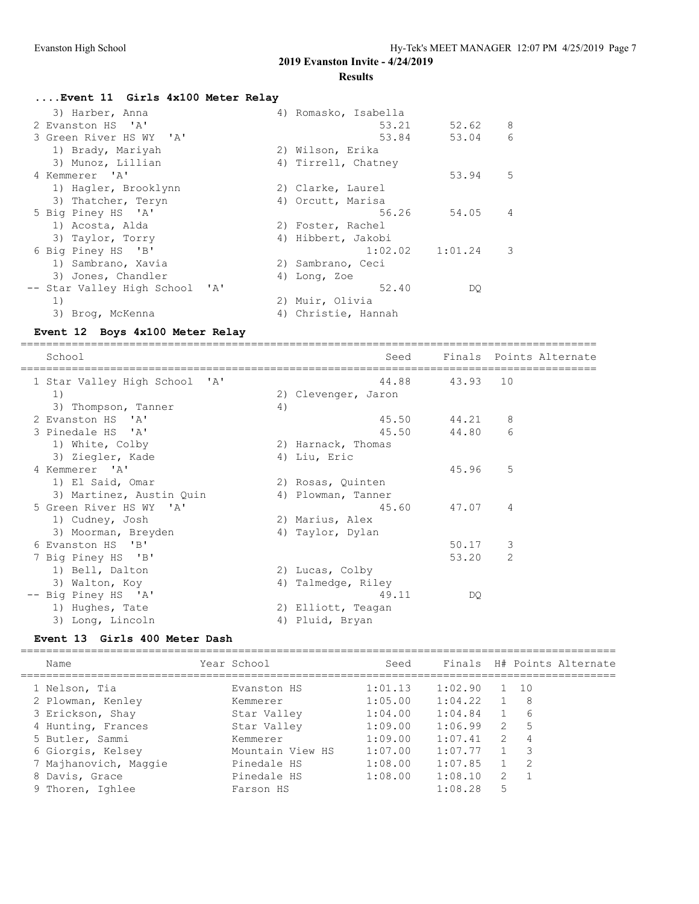## 2019 Evanston Invite - 4/24/2019

### Results

#### ....Event 11 Girls 4x100 Meter Relay

| School | | Seed | Finals | Points |
|---|---|---|---|---|
| 3) Harber, Anna | 4) Romasko, Isabella | | | |
| 2 Evanston HS 'A' | | 53.21 | 52.62 | 8 |
| 3 Green River HS WY 'A' | | 53.84 | 53.04 | 6 |
| 1) Brady, Mariyah | 2) Wilson, Erika | | | |
| 3) Munoz, Lillian | 4) Tirrell, Chatney | | | |
| 4 Kemmerer 'A' | | | 53.94 | 5 |
| 1) Hagler, Brooklynn | 2) Clarke, Laurel | | | |
| 3) Thatcher, Teryn | 4) Orcutt, Marisa | | | |
| 5 Big Piney HS 'A' | | 56.26 | 54.05 | 4 |
| 1) Acosta, Alda | 2) Foster, Rachel | | | |
| 3) Taylor, Torry | 4) Hibbert, Jakobi | | | |
| 6 Big Piney HS 'B' | | 1:02.02 | 1:01.24 | 3 |
| 1) Sambrano, Xavia | 2) Sambrano, Ceci | | | |
| 3) Jones, Chandler | 4) Long, Zoe | | | |
| -- Star Valley High School 'A' | | 52.40 | DQ | |
| 1) | 2) Muir, Olivia | | | |
| 3) Brog, McKenna | 4) Christie, Hannah | | | |

#### Event 12 Boys 4x100 Meter Relay

| School | | Seed | Finals | Points | Alternate |
|---|---|---|---|---|---|
| 1 Star Valley High School 'A' | | 44.88 | 43.93 | 10 | |
| 1) | 2) Clevenger, Jaron | | | | |
| 3) Thompson, Tanner | 4) | | | | |
| 2 Evanston HS 'A' | | 45.50 | 44.21 | 8 | |
| 3 Pinedale HS 'A' | | 45.50 | 44.80 | 6 | |
| 1) White, Colby | 2) Harnack, Thomas | | | | |
| 3) Ziegler, Kade | 4) Liu, Eric | | | | |
| 4 Kemmerer 'A' | | | 45.96 | 5 | |
| 1) El Said, Omar | 2) Rosas, Quinten | | | | |
| 3) Martinez, Austin Quin | 4) Plowman, Tanner | | | | |
| 5 Green River HS WY 'A' | | 45.60 | 47.07 | 4 | |
| 1) Cudney, Josh | 2) Marius, Alex | | | | |
| 3) Moorman, Breyden | 4) Taylor, Dylan | | | | |
| 6 Evanston HS 'B' | | | 50.17 | 3 | |
| 7 Big Piney HS 'B' | | | 53.20 | 2 | |
| 1) Bell, Dalton | 2) Lucas, Colby | | | | |
| 3) Walton, Koy | 4) Talmedge, Riley | | | | |
| -- Big Piney HS 'A' | | 49.11 | DQ | | |
| 1) Hughes, Tate | 2) Elliott, Teagan | | | | |
| 3) Long, Lincoln | 4) Pluid, Bryan | | | | |

#### Event 13 Girls 400 Meter Dash

| Name | Year | School | Seed | Finals | H# | Points | Alternate |
|---|---|---|---|---|---|---|---|
| 1 Nelson, Tia | | Evanston HS | 1:01.13 | 1:02.90 | 1 | 10 | |
| 2 Plowman, Kenley | | Kemmerer | 1:05.00 | 1:04.22 | 1 | 8 | |
| 3 Erickson, Shay | | Star Valley | 1:04.00 | 1:04.84 | 1 | 6 | |
| 4 Hunting, Frances | | Star Valley | 1:09.00 | 1:06.99 | 2 | 5 | |
| 5 Butler, Sammi | | Kemmerer | 1:09.00 | 1:07.41 | 2 | 4 | |
| 6 Giorgis, Kelsey | | Mountain View HS | 1:07.00 | 1:07.77 | 1 | 3 | |
| 7 Majhanovich, Maggie | | Pinedale HS | 1:08.00 | 1:07.85 | 1 | 2 | |
| 8 Davis, Grace | | Pinedale HS | 1:08.00 | 1:08.10 | 2 | 1 | |
| 9 Thoren, Ighlee | | Farson HS | | 1:08.28 | 5 | | |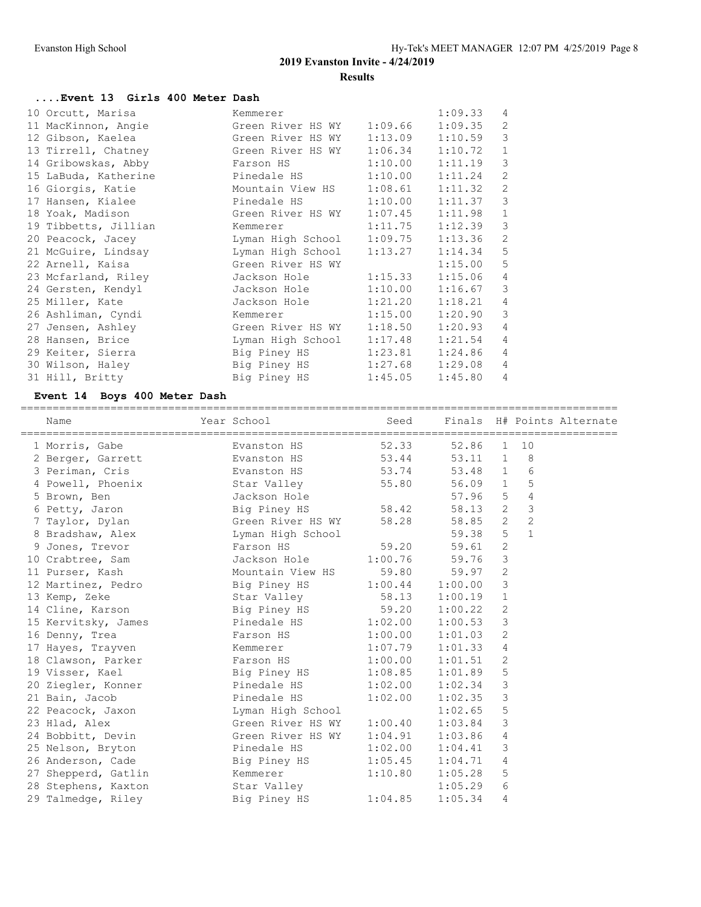2019 Evanston Invite - 4/24/2019

**Results**

### ....Event 13 Girls 400 Meter Dash

| | | | | | |
|---|---|---|---|---|---|
| 10 | Orcutt, Marisa | Kemmerer | | 1:09.33 | 4 |
| 11 | MacKinnon, Angie | Green River HS WY | 1:09.66 | 1:09.35 | 2 |
| 12 | Gibson, Kaelea | Green River HS WY | 1:13.09 | 1:10.59 | 3 |
| 13 | Tirrell, Chatney | Green River HS WY | 1:06.34 | 1:10.72 | 1 |
| 14 | Gribowskas, Abby | Farson HS | 1:10.00 | 1:11.19 | 3 |
| 15 | LaBuda, Katherine | Pinedale HS | 1:10.00 | 1:11.24 | 2 |
| 16 | Giorgis, Katie | Mountain View HS | 1:08.61 | 1:11.32 | 2 |
| 17 | Hansen, Kialee | Pinedale HS | 1:10.00 | 1:11.37 | 3 |
| 18 | Yoak, Madison | Green River HS WY | 1:07.45 | 1:11.98 | 1 |
| 19 | Tibbetts, Jillian | Kemmerer | 1:11.75 | 1:12.39 | 3 |
| 20 | Peacock, Jacey | Lyman High School | 1:09.75 | 1:13.36 | 2 |
| 21 | McGuire, Lindsay | Lyman High School | 1:13.27 | 1:14.34 | 5 |
| 22 | Arnell, Kaisa | Green River HS WY | | 1:15.00 | 5 |
| 23 | Mcfarland, Riley | Jackson Hole | 1:15.33 | 1:15.06 | 4 |
| 24 | Gersten, Kendyl | Jackson Hole | 1:10.00 | 1:16.67 | 3 |
| 25 | Miller, Kate | Jackson Hole | 1:21.20 | 1:18.21 | 4 |
| 26 | Ashliman, Cyndi | Kemmerer | 1:15.00 | 1:20.90 | 3 |
| 27 | Jensen, Ashley | Green River HS WY | 1:18.50 | 1:20.93 | 4 |
| 28 | Hansen, Brice | Lyman High School | 1:17.48 | 1:21.54 | 4 |
| 29 | Keiter, Sierra | Big Piney HS | 1:23.81 | 1:24.86 | 4 |
| 30 | Wilson, Haley | Big Piney HS | 1:27.68 | 1:29.08 | 4 |
| 31 | Hill, Britty | Big Piney HS | 1:45.05 | 1:45.80 | 4 |

### Event 14 Boys 400 Meter Dash

| | Name | Year School | Seed | Finals | H# | Points | Alternate |
|---|---|---|---|---|---|---|---|
| 1 | Morris, Gabe | Evanston HS | 52.33 | 52.86 | 1 | 10 | |
| 2 | Berger, Garrett | Evanston HS | 53.44 | 53.11 | 1 | 8 | |
| 3 | Periman, Cris | Evanston HS | 53.74 | 53.48 | 1 | 6 | |
| 4 | Powell, Phoenix | Star Valley | 55.80 | 56.09 | 1 | 5 | |
| 5 | Brown, Ben | Jackson Hole | | 57.96 | 5 | 4 | |
| 6 | Petty, Jaron | Big Piney HS | 58.42 | 58.13 | 2 | 3 | |
| 7 | Taylor, Dylan | Green River HS WY | 58.28 | 58.85 | 2 | 2 | |
| 8 | Bradshaw, Alex | Lyman High School | | 59.38 | 5 | 1 | |
| 9 | Jones, Trevor | Farson HS | 59.20 | 59.61 | 2 | | |
| 10 | Crabtree, Sam | Jackson Hole | 1:00.76 | 59.76 | 3 | | |
| 11 | Purser, Kash | Mountain View HS | 59.80 | 59.97 | 2 | | |
| 12 | Martinez, Pedro | Big Piney HS | 1:00.44 | 1:00.00 | 3 | | |
| 13 | Kemp, Zeke | Star Valley | 58.13 | 1:00.19 | 1 | | |
| 14 | Cline, Karson | Big Piney HS | 59.20 | 1:00.22 | 2 | | |
| 15 | Kervitsky, James | Pinedale HS | 1:02.00 | 1:00.53 | 3 | | |
| 16 | Denny, Trea | Farson HS | 1:00.00 | 1:01.03 | 2 | | |
| 17 | Hayes, Trayven | Kemmerer | 1:07.79 | 1:01.33 | 4 | | |
| 18 | Clawson, Parker | Farson HS | 1:00.00 | 1:01.51 | 2 | | |
| 19 | Visser, Kael | Big Piney HS | 1:08.85 | 1:01.89 | 5 | | |
| 20 | Ziegler, Konner | Pinedale HS | 1:02.00 | 1:02.34 | 3 | | |
| 21 | Bain, Jacob | Pinedale HS | 1:02.00 | 1:02.35 | 3 | | |
| 22 | Peacock, Jaxon | Lyman High School | | 1:02.65 | 5 | | |
| 23 | Hlad, Alex | Green River HS WY | 1:00.40 | 1:03.84 | 3 | | |
| 24 | Bobbitt, Devin | Green River HS WY | 1:04.91 | 1:03.86 | 4 | | |
| 25 | Nelson, Bryton | Pinedale HS | 1:02.00 | 1:04.41 | 3 | | |
| 26 | Anderson, Cade | Big Piney HS | 1:05.45 | 1:04.71 | 4 | | |
| 27 | Shepperd, Gatlin | Kemmerer | 1:10.80 | 1:05.28 | 5 | | |
| 28 | Stephens, Kaxton | Star Valley | | 1:05.29 | 6 | | |
| 29 | Talmedge, Riley | Big Piney HS | 1:04.85 | 1:05.34 | 4 | | |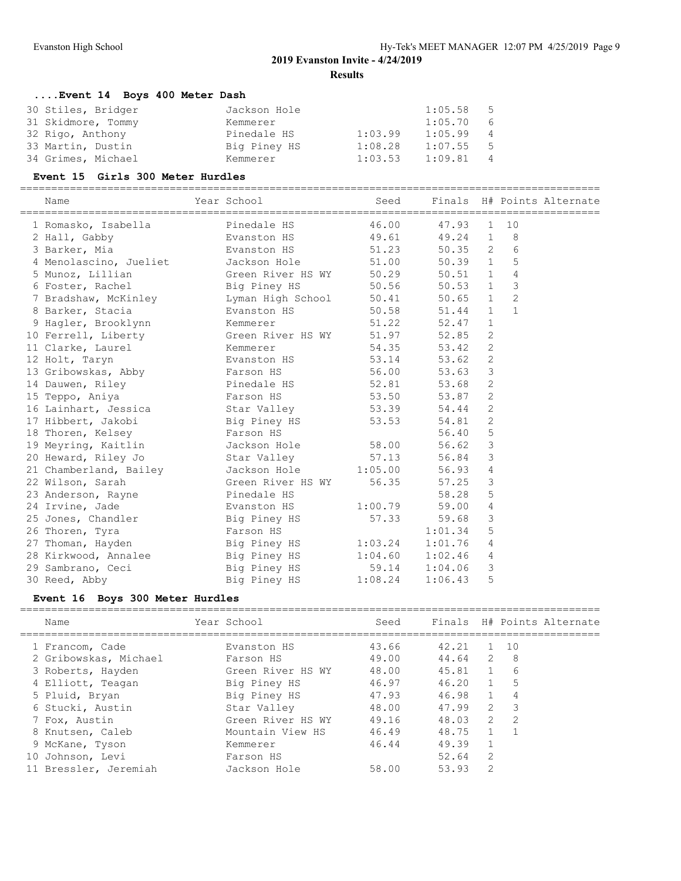## ....Event 14 Boys 400 Meter Dash

| | | | | | |
|---|---|---|---|---|---|
| 30 | Stiles, Bridger | Jackson Hole | | 1:05.58 | 5 |
| 31 | Skidmore, Tommy | Kemmerer | | 1:05.70 | 6 |
| 32 | Rigo, Anthony | Pinedale HS | 1:03.99 | 1:05.99 | 4 |
| 33 | Martin, Dustin | Big Piney HS | 1:08.28 | 1:07.55 | 5 |
| 34 | Grimes, Michael | Kemmerer | 1:03.53 | 1:09.81 | 4 |

## Event 15 Girls 300 Meter Hurdles

| | Name | Year School | Seed | Finals | H# | Points | Alternate |
|---|---|---|---|---|---|---|---|
| 1 | Romasko, Isabella | Pinedale HS | 46.00 | 47.93 | 1 | 10 | |
| 2 | Hall, Gabby | Evanston HS | 49.61 | 49.24 | 1 | 8 | |
| 3 | Barker, Mia | Evanston HS | 51.23 | 50.35 | 2 | 6 | |
| 4 | Menolascino, Jueliet | Jackson Hole | 51.00 | 50.39 | 1 | 5 | |
| 5 | Munoz, Lillian | Green River HS WY | 50.29 | 50.51 | 1 | 4 | |
| 6 | Foster, Rachel | Big Piney HS | 50.56 | 50.53 | 1 | 3 | |
| 7 | Bradshaw, McKinley | Lyman High School | 50.41 | 50.65 | 1 | 2 | |
| 8 | Barker, Stacia | Evanston HS | 50.58 | 51.44 | 1 | 1 | |
| 9 | Hagler, Brooklynn | Kemmerer | 51.22 | 52.47 | 1 | | |
| 10 | Ferrell, Liberty | Green River HS WY | 51.97 | 52.85 | 2 | | |
| 11 | Clarke, Laurel | Kemmerer | 54.35 | 53.42 | 2 | | |
| 12 | Holt, Taryn | Evanston HS | 53.14 | 53.62 | 2 | | |
| 13 | Gribowskas, Abby | Farson HS | 56.00 | 53.63 | 3 | | |
| 14 | Dauwen, Riley | Pinedale HS | 52.81 | 53.68 | 2 | | |
| 15 | Teppo, Aniya | Farson HS | 53.50 | 53.87 | 2 | | |
| 16 | Lainhart, Jessica | Star Valley | 53.39 | 54.44 | 2 | | |
| 17 | Hibbert, Jakobi | Big Piney HS | 53.53 | 54.81 | 2 | | |
| 18 | Thoren, Kelsey | Farson HS | | 56.40 | 5 | | |
| 19 | Meyring, Kaitlin | Jackson Hole | 58.00 | 56.62 | 3 | | |
| 20 | Heward, Riley Jo | Star Valley | 57.13 | 56.84 | 3 | | |
| 21 | Chamberland, Bailey | Jackson Hole | 1:05.00 | 56.93 | 4 | | |
| 22 | Wilson, Sarah | Green River HS WY | 56.35 | 57.25 | 3 | | |
| 23 | Anderson, Rayne | Pinedale HS | | 58.28 | 5 | | |
| 24 | Irvine, Jade | Evanston HS | 1:00.79 | 59.00 | 4 | | |
| 25 | Jones, Chandler | Big Piney HS | 57.33 | 59.68 | 3 | | |
| 26 | Thoren, Tyra | Farson HS | | 1:01.34 | 5 | | |
| 27 | Thoman, Hayden | Big Piney HS | 1:03.24 | 1:01.76 | 4 | | |
| 28 | Kirkwood, Annalee | Big Piney HS | 1:04.60 | 1:02.46 | 4 | | |
| 29 | Sambrano, Ceci | Big Piney HS | 59.14 | 1:04.06 | 3 | | |
| 30 | Reed, Abby | Big Piney HS | 1:08.24 | 1:06.43 | 5 | | |

## Event 16 Boys 300 Meter Hurdles

| | Name | Year School | Seed | Finals | H# | Points | Alternate |
|---|---|---|---|---|---|---|---|
| 1 | Francom, Cade | Evanston HS | 43.66 | 42.21 | 1 | 10 | |
| 2 | Gribowskas, Michael | Farson HS | 49.00 | 44.64 | 2 | 8 | |
| 3 | Roberts, Hayden | Green River HS WY | 48.00 | 45.81 | 1 | 6 | |
| 4 | Elliott, Teagan | Big Piney HS | 46.97 | 46.20 | 1 | 5 | |
| 5 | Pluid, Bryan | Big Piney HS | 47.93 | 46.98 | 1 | 4 | |
| 6 | Stucki, Austin | Star Valley | 48.00 | 47.99 | 2 | 3 | |
| 7 | Fox, Austin | Green River HS WY | 49.16 | 48.03 | 2 | 2 | |
| 8 | Knutsen, Caleb | Mountain View HS | 46.49 | 48.75 | 1 | 1 | |
| 9 | McKane, Tyson | Kemmerer | 46.44 | 49.39 | 1 | | |
| 10 | Johnson, Levi | Farson HS | | 52.64 | 2 | | |
| 11 | Bressler, Jeremiah | Jackson Hole | 58.00 | 53.93 | 2 | | |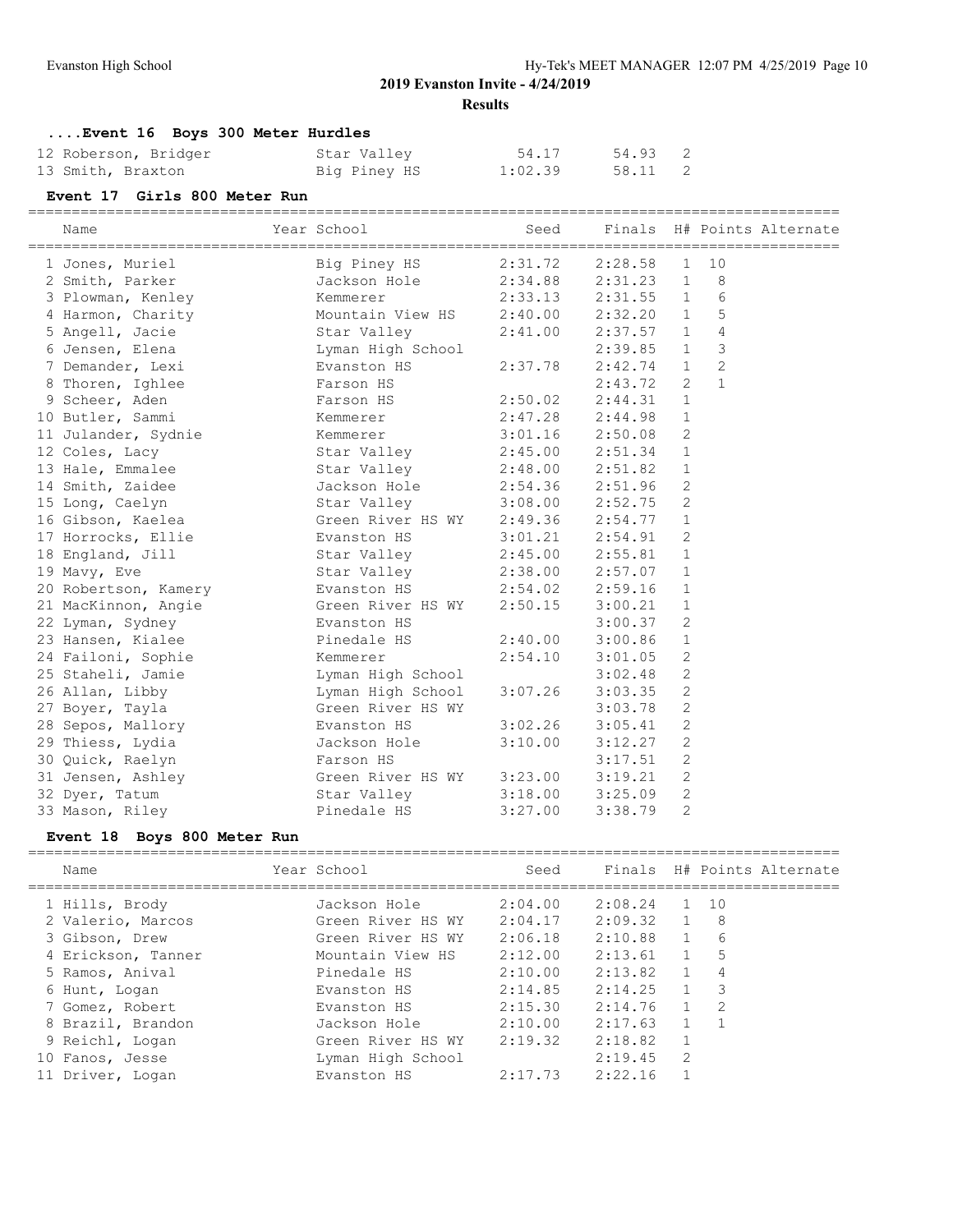## 2019 Evanston Invite - 4/24/2019

### Results

#### ....Event 16 Boys 300 Meter Hurdles

| | | | | | |
|---|---|---|---|---|---|
| 12 | Roberson, Bridger | Star Valley | 54.17 | 54.93 | 2 |
| 13 | Smith, Braxton | Big Piney HS | 1:02.39 | 58.11 | 2 |

#### Event 17 Girls 800 Meter Run

| | Name | Year School | Seed | Finals | H# | Points | Alternate |
|---|---|---|---|---|---|---|---|
| 1 | Jones, Muriel | Big Piney HS | 2:31.72 | 2:28.58 | 1 | 10 | |
| 2 | Smith, Parker | Jackson Hole | 2:34.88 | 2:31.23 | 1 | 8 | |
| 3 | Plowman, Kenley | Kemmerer | 2:33.13 | 2:31.55 | 1 | 6 | |
| 4 | Harmon, Charity | Mountain View HS | 2:40.00 | 2:32.20 | 1 | 5 | |
| 5 | Angell, Jacie | Star Valley | 2:41.00 | 2:37.57 | 1 | 4 | |
| 6 | Jensen, Elena | Lyman High School | | 2:39.85 | 1 | 3 | |
| 7 | Demander, Lexi | Evanston HS | 2:37.78 | 2:42.74 | 1 | 2 | |
| 8 | Thoren, Ighlee | Farson HS | | 2:43.72 | 2 | 1 | |
| 9 | Scheer, Aden | Farson HS | 2:50.02 | 2:44.31 | 1 | | |
| 10 | Butler, Sammi | Kemmerer | 2:47.28 | 2:44.98 | 1 | | |
| 11 | Julander, Sydnie | Kemmerer | 3:01.16 | 2:50.08 | 2 | | |
| 12 | Coles, Lacy | Star Valley | 2:45.00 | 2:51.34 | 1 | | |
| 13 | Hale, Emmalee | Star Valley | 2:48.00 | 2:51.82 | 1 | | |
| 14 | Smith, Zaidee | Jackson Hole | 2:54.36 | 2:51.96 | 2 | | |
| 15 | Long, Caelyn | Star Valley | 3:08.00 | 2:52.75 | 2 | | |
| 16 | Gibson, Kaelea | Green River HS WY | 2:49.36 | 2:54.77 | 1 | | |
| 17 | Horrocks, Ellie | Evanston HS | 3:01.21 | 2:54.91 | 2 | | |
| 18 | England, Jill | Star Valley | 2:45.00 | 2:55.81 | 1 | | |
| 19 | Mavy, Eve | Star Valley | 2:38.00 | 2:57.07 | 1 | | |
| 20 | Robertson, Kamery | Evanston HS | 2:54.02 | 2:59.16 | 1 | | |
| 21 | MacKinnon, Angie | Green River HS WY | 2:50.15 | 3:00.21 | 1 | | |
| 22 | Lyman, Sydney | Evanston HS | | 3:00.37 | 2 | | |
| 23 | Hansen, Kialee | Pinedale HS | 2:40.00 | 3:00.86 | 1 | | |
| 24 | Failoni, Sophie | Kemmerer | 2:54.10 | 3:01.05 | 2 | | |
| 25 | Staheli, Jamie | Lyman High School | | 3:02.48 | 2 | | |
| 26 | Allan, Libby | Lyman High School | 3:07.26 | 3:03.35 | 2 | | |
| 27 | Boyer, Tayla | Green River HS WY | | 3:03.78 | 2 | | |
| 28 | Sepos, Mallory | Evanston HS | 3:02.26 | 3:05.41 | 2 | | |
| 29 | Thiess, Lydia | Jackson Hole | 3:10.00 | 3:12.27 | 2 | | |
| 30 | Quick, Raelyn | Farson HS | | 3:17.51 | 2 | | |
| 31 | Jensen, Ashley | Green River HS WY | 3:23.00 | 3:19.21 | 2 | | |
| 32 | Dyer, Tatum | Star Valley | 3:18.00 | 3:25.09 | 2 | | |
| 33 | Mason, Riley | Pinedale HS | 3:27.00 | 3:38.79 | 2 | | |

#### Event 18 Boys 800 Meter Run

| | Name | Year School | Seed | Finals | H# | Points | Alternate |
|---|---|---|---|---|---|---|---|
| 1 | Hills, Brody | Jackson Hole | 2:04.00 | 2:08.24 | 1 | 10 | |
| 2 | Valerio, Marcos | Green River HS WY | 2:04.17 | 2:09.32 | 1 | 8 | |
| 3 | Gibson, Drew | Green River HS WY | 2:06.18 | 2:10.88 | 1 | 6 | |
| 4 | Erickson, Tanner | Mountain View HS | 2:12.00 | 2:13.61 | 1 | 5 | |
| 5 | Ramos, Anival | Pinedale HS | 2:10.00 | 2:13.82 | 1 | 4 | |
| 6 | Hunt, Logan | Evanston HS | 2:14.85 | 2:14.25 | 1 | 3 | |
| 7 | Gomez, Robert | Evanston HS | 2:15.30 | 2:14.76 | 1 | 2 | |
| 8 | Brazil, Brandon | Jackson Hole | 2:10.00 | 2:17.63 | 1 | 1 | |
| 9 | Reichl, Logan | Green River HS WY | 2:19.32 | 2:18.82 | 1 | | |
| 10 | Fanos, Jesse | Lyman High School | | 2:19.45 | 2 | | |
| 11 | Driver, Logan | Evanston HS | 2:17.73 | 2:22.16 | 1 | | |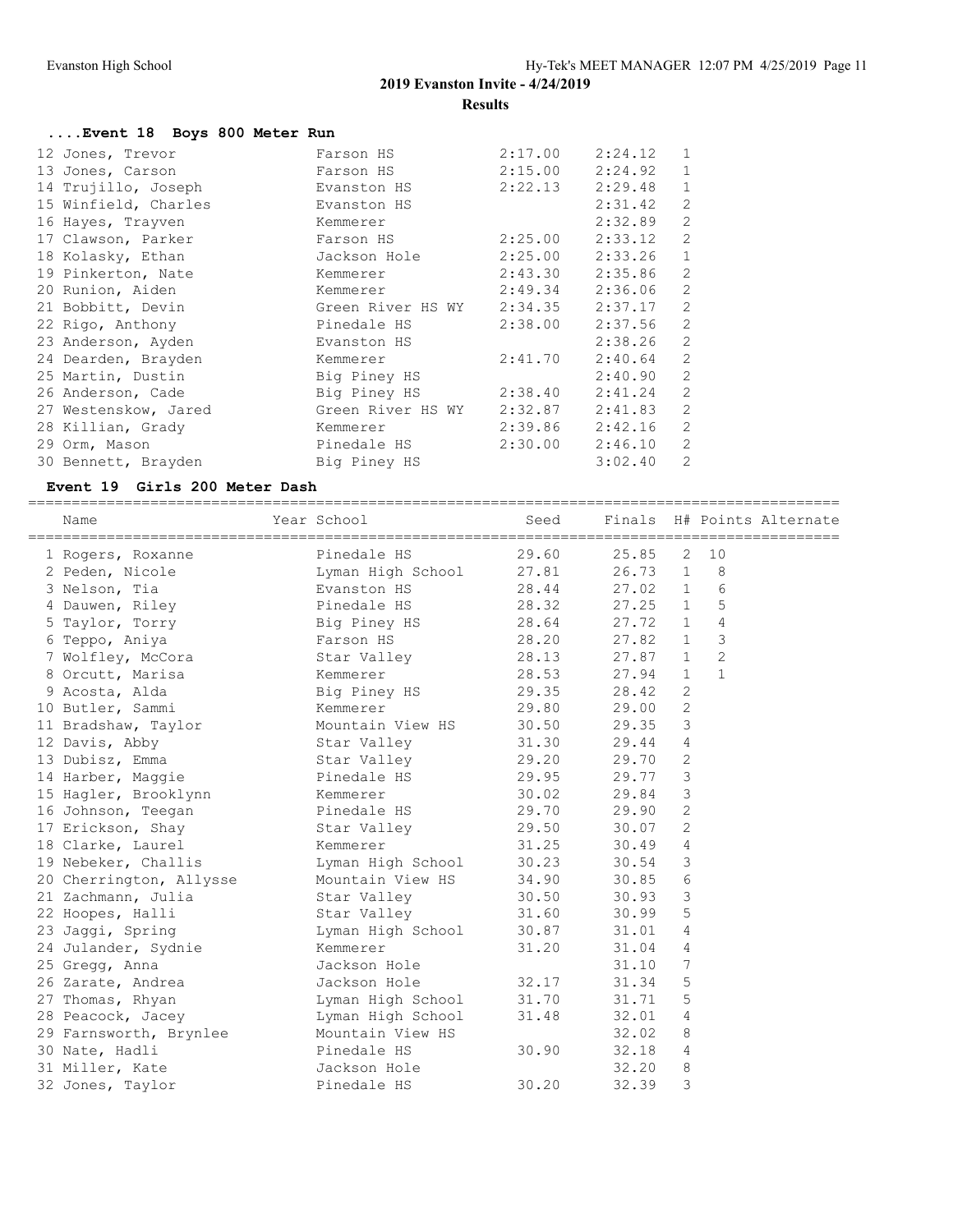# 2019 Evanston Invite - 4/24/2019

## Results

### ....Event 18 Boys 800 Meter Run

| | | | | | |
|---|---|---|---|---|---|
| 12 | Jones, Trevor | Farson HS | 2:17.00 | 2:24.12 | 1 |
| 13 | Jones, Carson | Farson HS | 2:15.00 | 2:24.92 | 1 |
| 14 | Trujillo, Joseph | Evanston HS | 2:22.13 | 2:29.48 | 1 |
| 15 | Winfield, Charles | Evanston HS | | 2:31.42 | 2 |
| 16 | Hayes, Trayven | Kemmerer | | 2:32.89 | 2 |
| 17 | Clawson, Parker | Farson HS | 2:25.00 | 2:33.12 | 2 |
| 18 | Kolasky, Ethan | Jackson Hole | 2:25.00 | 2:33.26 | 1 |
| 19 | Pinkerton, Nate | Kemmerer | 2:43.30 | 2:35.86 | 2 |
| 20 | Runion, Aiden | Kemmerer | 2:49.34 | 2:36.06 | 2 |
| 21 | Bobbitt, Devin | Green River HS WY | 2:34.35 | 2:37.17 | 2 |
| 22 | Rigo, Anthony | Pinedale HS | 2:38.00 | 2:37.56 | 2 |
| 23 | Anderson, Ayden | Evanston HS | | 2:38.26 | 2 |
| 24 | Dearden, Brayden | Kemmerer | 2:41.70 | 2:40.64 | 2 |
| 25 | Martin, Dustin | Big Piney HS | | 2:40.90 | 2 |
| 26 | Anderson, Cade | Big Piney HS | 2:38.40 | 2:41.24 | 2 |
| 27 | Westenskow, Jared | Green River HS WY | 2:32.87 | 2:41.83 | 2 |
| 28 | Killian, Grady | Kemmerer | 2:39.86 | 2:42.16 | 2 |
| 29 | Orm, Mason | Pinedale HS | 2:30.00 | 2:46.10 | 2 |
| 30 | Bennett, Brayden | Big Piney HS | | 3:02.40 | 2 |

### Event 19 Girls 200 Meter Dash

| | Name | Year School | Seed | Finals | H# | Points | Alternate |
|---|---|---|---|---|---|---|---|
| 1 | Rogers, Roxanne | Pinedale HS | 29.60 | 25.85 | 2 | 10 | |
| 2 | Peden, Nicole | Lyman High School | 27.81 | 26.73 | 1 | 8 | |
| 3 | Nelson, Tia | Evanston HS | 28.44 | 27.02 | 1 | 6 | |
| 4 | Dauwen, Riley | Pinedale HS | 28.32 | 27.25 | 1 | 5 | |
| 5 | Taylor, Torry | Big Piney HS | 28.64 | 27.72 | 1 | 4 | |
| 6 | Teppo, Aniya | Farson HS | 28.20 | 27.82 | 1 | 3 | |
| 7 | Wolfley, McCora | Star Valley | 28.13 | 27.87 | 1 | 2 | |
| 8 | Orcutt, Marisa | Kemmerer | 28.53 | 27.94 | 1 | 1 | |
| 9 | Acosta, Alda | Big Piney HS | 29.35 | 28.42 | 2 | | |
| 10 | Butler, Sammi | Kemmerer | 29.80 | 29.00 | 2 | | |
| 11 | Bradshaw, Taylor | Mountain View HS | 30.50 | 29.35 | 3 | | |
| 12 | Davis, Abby | Star Valley | 31.30 | 29.44 | 4 | | |
| 13 | Dubisz, Emma | Star Valley | 29.20 | 29.70 | 2 | | |
| 14 | Harber, Maggie | Pinedale HS | 29.95 | 29.77 | 3 | | |
| 15 | Hagler, Brooklynn | Kemmerer | 30.02 | 29.84 | 3 | | |
| 16 | Johnson, Teegan | Pinedale HS | 29.70 | 29.90 | 2 | | |
| 17 | Erickson, Shay | Star Valley | 29.50 | 30.07 | 2 | | |
| 18 | Clarke, Laurel | Kemmerer | 31.25 | 30.49 | 4 | | |
| 19 | Nebeker, Challis | Lyman High School | 30.23 | 30.54 | 3 | | |
| 20 | Cherrington, Allysse | Mountain View HS | 34.90 | 30.85 | 6 | | |
| 21 | Zachmann, Julia | Star Valley | 30.50 | 30.93 | 3 | | |
| 22 | Hoopes, Halli | Star Valley | 31.60 | 30.99 | 5 | | |
| 23 | Jaggi, Spring | Lyman High School | 30.87 | 31.01 | 4 | | |
| 24 | Julander, Sydnie | Kemmerer | 31.20 | 31.04 | 4 | | |
| 25 | Gregg, Anna | Jackson Hole | | 31.10 | 7 | | |
| 26 | Zarate, Andrea | Jackson Hole | 32.17 | 31.34 | 5 | | |
| 27 | Thomas, Rhyan | Lyman High School | 31.70 | 31.71 | 5 | | |
| 28 | Peacock, Jacey | Lyman High School | 31.48 | 32.01 | 4 | | |
| 29 | Farnsworth, Brynlee | Mountain View HS | | 32.02 | 8 | | |
| 30 | Nate, Hadli | Pinedale HS | 30.90 | 32.18 | 4 | | |
| 31 | Miller, Kate | Jackson Hole | | 32.20 | 8 | | |
| 32 | Jones, Taylor | Pinedale HS | 30.20 | 32.39 | 3 | | |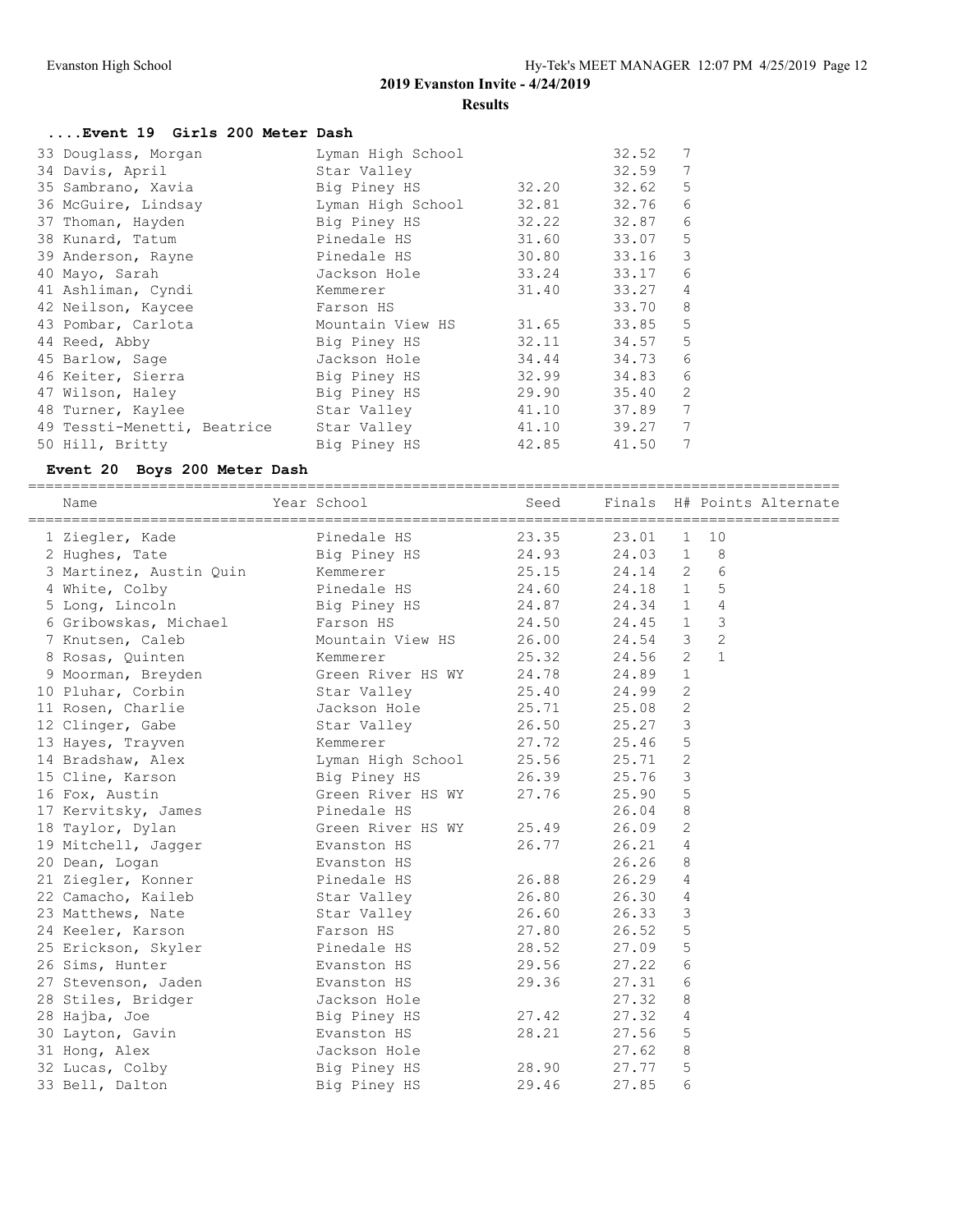## 2019 Evanston Invite - 4/24/2019

### Results

#### ....Event 19 Girls 200 Meter Dash

| | | | | | |
|---|---|---|---|---|---|
| 33 | Douglass, Morgan | Lyman High School | | 32.52 | 7 |
| 34 | Davis, April | Star Valley | | 32.59 | 7 |
| 35 | Sambrano, Xavia | Big Piney HS | 32.20 | 32.62 | 5 |
| 36 | McGuire, Lindsay | Lyman High School | 32.81 | 32.76 | 6 |
| 37 | Thoman, Hayden | Big Piney HS | 32.22 | 32.87 | 6 |
| 38 | Kunard, Tatum | Pinedale HS | 31.60 | 33.07 | 5 |
| 39 | Anderson, Rayne | Pinedale HS | 30.80 | 33.16 | 3 |
| 40 | Mayo, Sarah | Jackson Hole | 33.24 | 33.17 | 6 |
| 41 | Ashliman, Cyndi | Kemmerer | 31.40 | 33.27 | 4 |
| 42 | Neilson, Kaycee | Farson HS | | 33.70 | 8 |
| 43 | Pombar, Carlota | Mountain View HS | 31.65 | 33.85 | 5 |
| 44 | Reed, Abby | Big Piney HS | 32.11 | 34.57 | 5 |
| 45 | Barlow, Sage | Jackson Hole | 34.44 | 34.73 | 6 |
| 46 | Keiter, Sierra | Big Piney HS | 32.99 | 34.83 | 6 |
| 47 | Wilson, Haley | Big Piney HS | 29.90 | 35.40 | 2 |
| 48 | Turner, Kaylee | Star Valley | 41.10 | 37.89 | 7 |
| 49 | Tessti-Menetti, Beatrice | Star Valley | 41.10 | 39.27 | 7 |
| 50 | Hill, Britty | Big Piney HS | 42.85 | 41.50 | 7 |

#### Event 20 Boys 200 Meter Dash

| | Name | Year | School | Seed | Finals | H# | Points | Alternate |
|---|---|---|---|---|---|---|---|---|
| 1 | Ziegler, Kade | | Pinedale HS | 23.35 | 23.01 | 1 | 10 | |
| 2 | Hughes, Tate | | Big Piney HS | 24.93 | 24.03 | 1 | 8 | |
| 3 | Martinez, Austin Quin | | Kemmerer | 25.15 | 24.14 | 2 | 6 | |
| 4 | White, Colby | | Pinedale HS | 24.60 | 24.18 | 1 | 5 | |
| 5 | Long, Lincoln | | Big Piney HS | 24.87 | 24.34 | 1 | 4 | |
| 6 | Gribowskas, Michael | | Farson HS | 24.50 | 24.45 | 1 | 3 | |
| 7 | Knutsen, Caleb | | Mountain View HS | 26.00 | 24.54 | 3 | 2 | |
| 8 | Rosas, Quinten | | Kemmerer | 25.32 | 24.56 | 2 | 1 | |
| 9 | Moorman, Breyden | | Green River HS WY | 24.78 | 24.89 | 1 | | |
| 10 | Pluhar, Corbin | | Star Valley | 25.40 | 24.99 | 2 | | |
| 11 | Rosen, Charlie | | Jackson Hole | 25.71 | 25.08 | 2 | | |
| 12 | Clinger, Gabe | | Star Valley | 26.50 | 25.27 | 3 | | |
| 13 | Hayes, Trayven | | Kemmerer | 27.72 | 25.46 | 5 | | |
| 14 | Bradshaw, Alex | | Lyman High School | 25.56 | 25.71 | 2 | | |
| 15 | Cline, Karson | | Big Piney HS | 26.39 | 25.76 | 3 | | |
| 16 | Fox, Austin | | Green River HS WY | 27.76 | 25.90 | 5 | | |
| 17 | Kervitsky, James | | Pinedale HS | | 26.04 | 8 | | |
| 18 | Taylor, Dylan | | Green River HS WY | 25.49 | 26.09 | 2 | | |
| 19 | Mitchell, Jagger | | Evanston HS | 26.77 | 26.21 | 4 | | |
| 20 | Dean, Logan | | Evanston HS | | 26.26 | 8 | | |
| 21 | Ziegler, Konner | | Pinedale HS | 26.88 | 26.29 | 4 | | |
| 22 | Camacho, Kaileb | | Star Valley | 26.80 | 26.30 | 4 | | |
| 23 | Matthews, Nate | | Star Valley | 26.60 | 26.33 | 3 | | |
| 24 | Keeler, Karson | | Farson HS | 27.80 | 26.52 | 5 | | |
| 25 | Erickson, Skyler | | Pinedale HS | 28.52 | 27.09 | 5 | | |
| 26 | Sims, Hunter | | Evanston HS | 29.56 | 27.22 | 6 | | |
| 27 | Stevenson, Jaden | | Evanston HS | 29.36 | 27.31 | 6 | | |
| 28 | Stiles, Bridger | | Jackson Hole | | 27.32 | 8 | | |
| 28 | Hajba, Joe | | Big Piney HS | 27.42 | 27.32 | 4 | | |
| 30 | Layton, Gavin | | Evanston HS | 28.21 | 27.56 | 5 | | |
| 31 | Hong, Alex | | Jackson Hole | | 27.62 | 8 | | |
| 32 | Lucas, Colby | | Big Piney HS | 28.90 | 27.77 | 5 | | |
| 33 | Bell, Dalton | | Big Piney HS | 29.46 | 27.85 | 6 | | |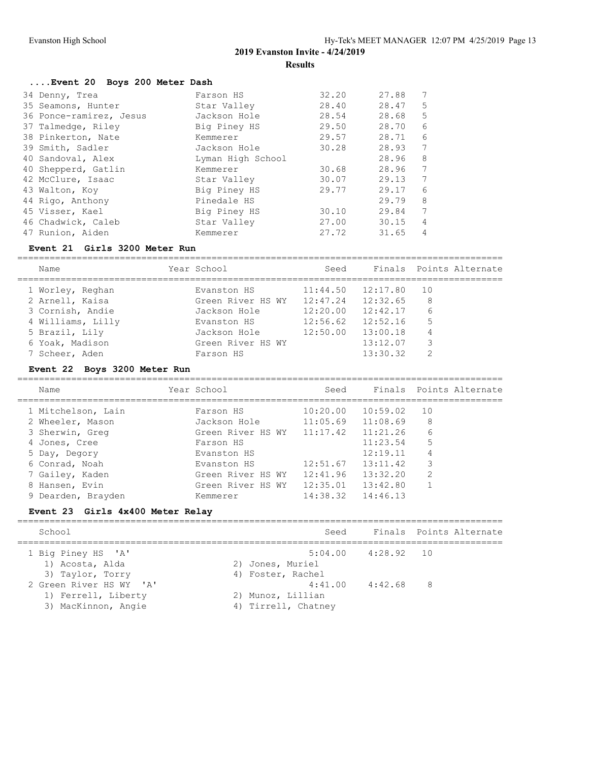## ....Event 20 Boys 200 Meter Dash

| | | | | | |
|---|---|---|---|---|---|
| 34 | Denny, Trea | Farson HS | 32.20 | 27.88 | 7 |
| 35 | Seamons, Hunter | Star Valley | 28.40 | 28.47 | 5 |
| 36 | Ponce-ramirez, Jesus | Jackson Hole | 28.54 | 28.68 | 5 |
| 37 | Talmedge, Riley | Big Piney HS | 29.50 | 28.70 | 6 |
| 38 | Pinkerton, Nate | Kemmerer | 29.57 | 28.71 | 6 |
| 39 | Smith, Sadler | Jackson Hole | 30.28 | 28.93 | 7 |
| 40 | Sandoval, Alex | Lyman High School | | 28.96 | 8 |
| 40 | Shepperd, Gatlin | Kemmerer | 30.68 | 28.96 | 7 |
| 42 | McClure, Isaac | Star Valley | 30.07 | 29.13 | 7 |
| 43 | Walton, Koy | Big Piney HS | 29.77 | 29.17 | 6 |
| 44 | Rigo, Anthony | Pinedale HS | | 29.79 | 8 |
| 45 | Visser, Kael | Big Piney HS | 30.10 | 29.84 | 7 |
| 46 | Chadwick, Caleb | Star Valley | 27.00 | 30.15 | 4 |
| 47 | Runion, Aiden | Kemmerer | 27.72 | 31.65 | 4 |

## Event 21 Girls 3200 Meter Run

| | Name | Year | School | Seed | Finals | Points | Alternate |
|---|---|---|---|---|---|---|---|
| 1 | Worley, Reghan | | Evanston HS | 11:44.50 | 12:17.80 | 10 | |
| 2 | Arnell, Kaisa | | Green River HS WY | 12:47.24 | 12:32.65 | 8 | |
| 3 | Cornish, Andie | | Jackson Hole | 12:20.00 | 12:42.17 | 6 | |
| 4 | Williams, Lilly | | Evanston HS | 12:56.62 | 12:52.16 | 5 | |
| 5 | Brazil, Lily | | Jackson Hole | 12:50.00 | 13:00.18 | 4 | |
| 6 | Yoak, Madison | | Green River HS WY | | 13:12.07 | 3 | |
| 7 | Scheer, Aden | | Farson HS | | 13:30.32 | 2 | |

## Event 22 Boys 3200 Meter Run

| | Name | Year | School | Seed | Finals | Points | Alternate |
|---|---|---|---|---|---|---|---|
| 1 | Mitchelson, Lain | | Farson HS | 10:20.00 | 10:59.02 | 10 | |
| 2 | Wheeler, Mason | | Jackson Hole | 11:05.69 | 11:08.69 | 8 | |
| 3 | Sherwin, Greg | | Green River HS WY | 11:17.42 | 11:21.26 | 6 | |
| 4 | Jones, Cree | | Farson HS | | 11:23.54 | 5 | |
| 5 | Day, Degory | | Evanston HS | | 12:19.11 | 4 | |
| 6 | Conrad, Noah | | Evanston HS | 12:51.67 | 13:11.42 | 3 | |
| 7 | Gailey, Kaden | | Green River HS WY | 12:41.96 | 13:32.20 | 2 | |
| 8 | Hansen, Evin | | Green River HS WY | 12:35.01 | 13:42.80 | 1 | |
| 9 | Dearden, Brayden | | Kemmerer | 14:38.32 | 14:46.13 | | |

## Event 23 Girls 4x400 Meter Relay

| | School | Seed | Finals | Points | Alternate |
|---|---|---|---|---|---|
| 1 | Big Piney HS 'A' | 5:04.00 | 4:28.92 | 10 | |
| | 1) Acosta, Alda; 2) Jones, Muriel; 3) Taylor, Torry; 4) Foster, Rachel | | | | |
| 2 | Green River HS WY 'A' | 4:41.00 | 4:42.68 | 8 | |
| | 1) Ferrell, Liberty; 2) Munoz, Lillian; 3) MacKinnon, Angie; 4) Tirrell, Chatney | | | | |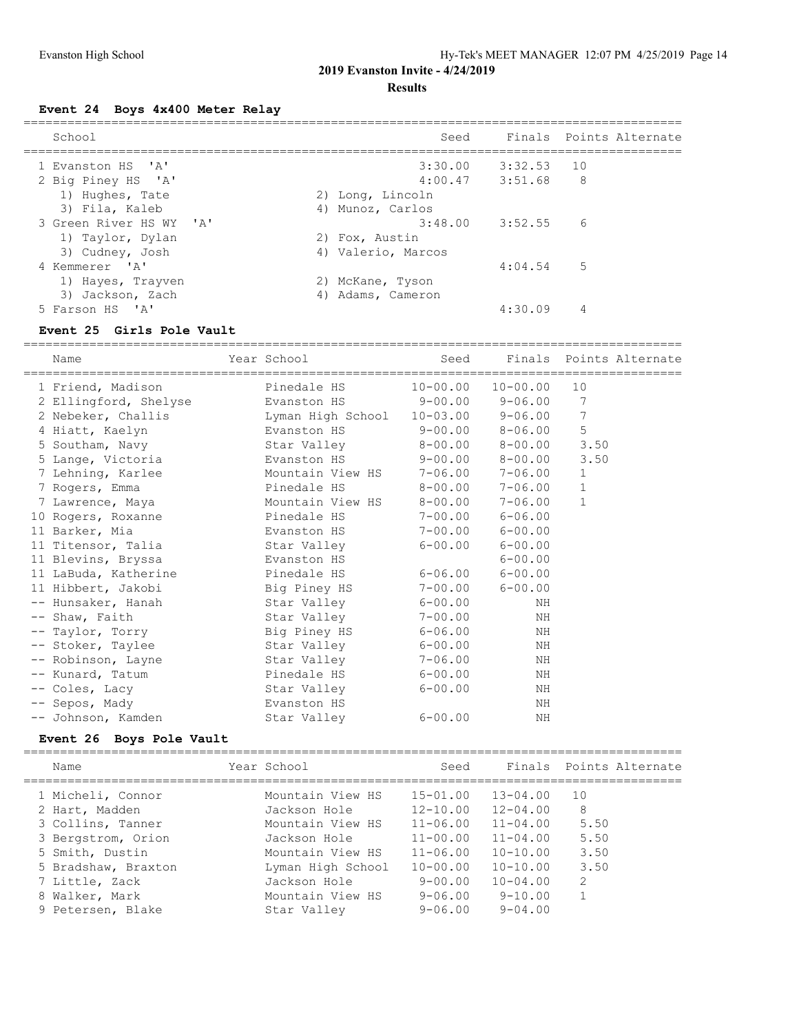## 2019 Evanston Invite - 4/24/2019

### Results

#### Event 24 Boys 4x400 Meter Relay

| School | Seed | Finals | Points | Alternate |
|---|---|---|---|---|
| 1 Evanston HS 'A' | 3:30.00 | 3:32.53 | 10 | |
| 2 Big Piney HS 'A' | 4:00.47 | 3:51.68 | 8 | |
| 1) Hughes, Tate 2) Long, Lincoln | | | | |
| 3) Fila, Kaleb 4) Munoz, Carlos | | | | |
| 3 Green River HS WY 'A' | 3:48.00 | 3:52.55 | 6 | |
| 1) Taylor, Dylan 2) Fox, Austin | | | | |
| 3) Cudney, Josh 4) Valerio, Marcos | | | | |
| 4 Kemmerer 'A' | | 4:04.54 | 5 | |
| 1) Hayes, Trayven 2) McKane, Tyson | | | | |
| 3) Jackson, Zach 4) Adams, Cameron | | | | |
| 5 Farson HS 'A' | | 4:30.09 | 4 | |

#### Event 25 Girls Pole Vault

| Name | Year | School | Seed | Finals | Points | Alternate |
|---|---|---|---|---|---|---|
| 1 Friend, Madison | | Pinedale HS | 10-00.00 | 10-00.00 | 10 | |
| 2 Ellingford, Shelyse | | Evanston HS | 9-00.00 | 9-06.00 | 7 | |
| 2 Nebeker, Challis | | Lyman High School | 10-03.00 | 9-06.00 | 7 | |
| 4 Hiatt, Kaelyn | | Evanston HS | 9-00.00 | 8-06.00 | 5 | |
| 5 Southam, Navy | | Star Valley | 8-00.00 | 8-00.00 | 3.50 | |
| 5 Lange, Victoria | | Evanston HS | 9-00.00 | 8-00.00 | 3.50 | |
| 7 Lehning, Karlee | | Mountain View HS | 7-06.00 | 7-06.00 | 1 | |
| 7 Rogers, Emma | | Pinedale HS | 8-00.00 | 7-06.00 | 1 | |
| 7 Lawrence, Maya | | Mountain View HS | 8-00.00 | 7-06.00 | 1 | |
| 10 Rogers, Roxanne | | Pinedale HS | 7-00.00 | 6-06.00 | | |
| 11 Barker, Mia | | Evanston HS | 7-00.00 | 6-00.00 | | |
| 11 Titensor, Talia | | Star Valley | 6-00.00 | 6-00.00 | | |
| 11 Blevins, Bryssa | | Evanston HS | | 6-00.00 | | |
| 11 LaBuda, Katherine | | Pinedale HS | 6-06.00 | 6-00.00 | | |
| 11 Hibbert, Jakobi | | Big Piney HS | 7-00.00 | 6-00.00 | | |
| -- Hunsaker, Hanah | | Star Valley | 6-00.00 | NH | | |
| -- Shaw, Faith | | Star Valley | 7-00.00 | NH | | |
| -- Taylor, Torry | | Big Piney HS | 6-06.00 | NH | | |
| -- Stoker, Taylee | | Star Valley | 6-00.00 | NH | | |
| -- Robinson, Layne | | Star Valley | 7-06.00 | NH | | |
| -- Kunard, Tatum | | Pinedale HS | 6-00.00 | NH | | |
| -- Coles, Lacy | | Star Valley | 6-00.00 | NH | | |
| -- Sepos, Mady | | Evanston HS | | NH | | |
| -- Johnson, Kamden | | Star Valley | 6-00.00 | NH | | |

#### Event 26 Boys Pole Vault

| Name | Year | School | Seed | Finals | Points | Alternate |
|---|---|---|---|---|---|---|
| 1 Micheli, Connor | | Mountain View HS | 15-01.00 | 13-04.00 | 10 | |
| 2 Hart, Madden | | Jackson Hole | 12-10.00 | 12-04.00 | 8 | |
| 3 Collins, Tanner | | Mountain View HS | 11-06.00 | 11-04.00 | 5.50 | |
| 3 Bergstrom, Orion | | Jackson Hole | 11-00.00 | 11-04.00 | 5.50 | |
| 5 Smith, Dustin | | Mountain View HS | 11-06.00 | 10-10.00 | 3.50 | |
| 5 Bradshaw, Braxton | | Lyman High School | 10-00.00 | 10-10.00 | 3.50 | |
| 7 Little, Zack | | Jackson Hole | 9-00.00 | 10-04.00 | 2 | |
| 8 Walker, Mark | | Mountain View HS | 9-06.00 | 9-10.00 | 1 | |
| 9 Petersen, Blake | | Star Valley | 9-06.00 | 9-04.00 | | |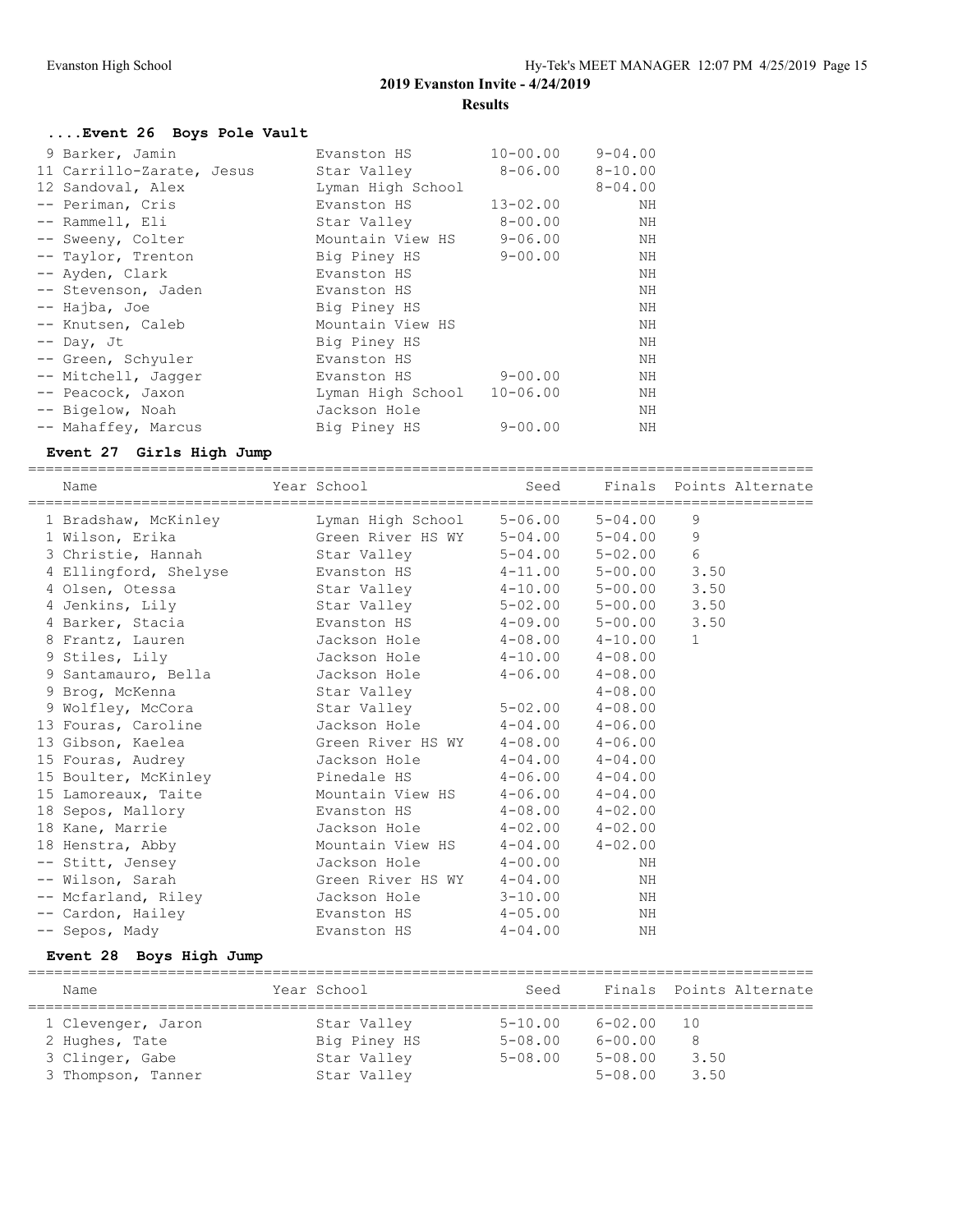#### ....Event 26 Boys Pole Vault

| | | | | |
|---|---|---|---|---|
| 9 | Barker, Jamin | Evanston HS | 10-00.00 | 9-04.00 |
| 11 | Carrillo-Zarate, Jesus | Star Valley | 8-06.00 | 8-10.00 |
| 12 | Sandoval, Alex | Lyman High School | | 8-04.00 |
| -- | Periman, Cris | Evanston HS | 13-02.00 | NH |
| -- | Rammell, Eli | Star Valley | 8-00.00 | NH |
| -- | Sweeny, Colter | Mountain View HS | 9-06.00 | NH |
| -- | Taylor, Trenton | Big Piney HS | 9-00.00 | NH |
| -- | Ayden, Clark | Evanston HS | | NH |
| -- | Stevenson, Jaden | Evanston HS | | NH |
| -- | Hajba, Joe | Big Piney HS | | NH |
| -- | Knutsen, Caleb | Mountain View HS | | NH |
| -- | Day, Jt | Big Piney HS | | NH |
| -- | Green, Schyuler | Evanston HS | | NH |
| -- | Mitchell, Jagger | Evanston HS | 9-00.00 | NH |
| -- | Peacock, Jaxon | Lyman High School | 10-06.00 | NH |
| -- | Bigelow, Noah | Jackson Hole | | NH |
| -- | Mahaffey, Marcus | Big Piney HS | 9-00.00 | NH |

#### Event 27 Girls High Jump

| | Name | Year | School | Seed | Finals | Points | Alternate |
|---|---|---|---|---|---|---|---|
| 1 | Bradshaw, McKinley | | Lyman High School | 5-06.00 | 5-04.00 | 9 | |
| 1 | Wilson, Erika | | Green River HS WY | 5-04.00 | 5-04.00 | 9 | |
| 3 | Christie, Hannah | | Star Valley | 5-04.00 | 5-02.00 | 6 | |
| 4 | Ellingford, Shelyse | | Evanston HS | 4-11.00 | 5-00.00 | 3.50 | |
| 4 | Olsen, Otessa | | Star Valley | 4-10.00 | 5-00.00 | 3.50 | |
| 4 | Jenkins, Lily | | Star Valley | 5-02.00 | 5-00.00 | 3.50 | |
| 4 | Barker, Stacia | | Evanston HS | 4-09.00 | 5-00.00 | 3.50 | |
| 8 | Frantz, Lauren | | Jackson Hole | 4-08.00 | 4-10.00 | 1 | |
| 9 | Stiles, Lily | | Jackson Hole | 4-10.00 | 4-08.00 | | |
| 9 | Santamauro, Bella | | Jackson Hole | 4-06.00 | 4-08.00 | | |
| 9 | Brog, McKenna | | Star Valley | | 4-08.00 | | |
| 9 | Wolfley, McCora | | Star Valley | 5-02.00 | 4-08.00 | | |
| 13 | Fouras, Caroline | | Jackson Hole | 4-04.00 | 4-06.00 | | |
| 13 | Gibson, Kaelea | | Green River HS WY | 4-08.00 | 4-06.00 | | |
| 15 | Fouras, Audrey | | Jackson Hole | 4-04.00 | 4-04.00 | | |
| 15 | Boulter, McKinley | | Pinedale HS | 4-06.00 | 4-04.00 | | |
| 15 | Lamoreaux, Taite | | Mountain View HS | 4-06.00 | 4-04.00 | | |
| 18 | Sepos, Mallory | | Evanston HS | 4-08.00 | 4-02.00 | | |
| 18 | Kane, Marrie | | Jackson Hole | 4-02.00 | 4-02.00 | | |
| 18 | Henstra, Abby | | Mountain View HS | 4-04.00 | 4-02.00 | | |
| -- | Stitt, Jensey | | Jackson Hole | 4-00.00 | NH | | |
| -- | Wilson, Sarah | | Green River HS WY | 4-04.00 | NH | | |
| -- | Mcfarland, Riley | | Jackson Hole | 3-10.00 | NH | | |
| -- | Cardon, Hailey | | Evanston HS | 4-05.00 | NH | | |
| -- | Sepos, Mady | | Evanston HS | 4-04.00 | NH | | |

#### Event 28 Boys High Jump

| | Name | Year | School | Seed | Finals | Points | Alternate |
|---|---|---|---|---|---|---|---|
| 1 | Clevenger, Jaron | | Star Valley | 5-10.00 | 6-02.00 | 10 | |
| 2 | Hughes, Tate | | Big Piney HS | 5-08.00 | 6-00.00 | 8 | |
| 3 | Clinger, Gabe | | Star Valley | 5-08.00 | 5-08.00 | 3.50 | |
| 3 | Thompson, Tanner | | Star Valley | | 5-08.00 | 3.50 | |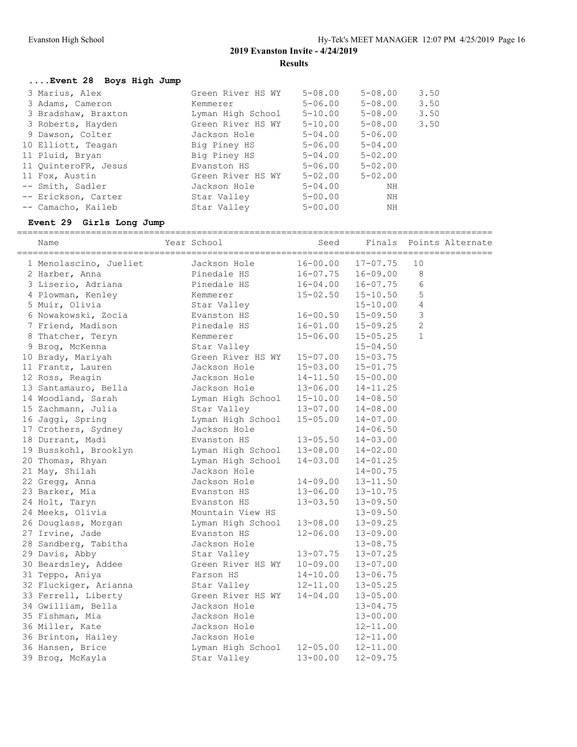## 2019 Evanston Invite - 4/24/2019

### Results

### ....Event 28 Boys High Jump

| | | | | |
|---|---|---|---|---|
| 3 Marius, Alex | Green River HS WY | 5-08.00 | 5-08.00 | 3.50 |
| 3 Adams, Cameron | Kemmerer | 5-06.00 | 5-08.00 | 3.50 |
| 3 Bradshaw, Braxton | Lyman High School | 5-10.00 | 5-08.00 | 3.50 |
| 3 Roberts, Hayden | Green River HS WY | 5-10.00 | 5-08.00 | 3.50 |
| 9 Dawson, Colter | Jackson Hole | 5-04.00 | 5-06.00 | |
| 10 Elliott, Teagan | Big Piney HS | 5-06.00 | 5-04.00 | |
| 11 Pluid, Bryan | Big Piney HS | 5-04.00 | 5-02.00 | |
| 11 QuinteroFR, Jesus | Evanston HS | 5-06.00 | 5-02.00 | |
| 11 Fox, Austin | Green River HS WY | 5-02.00 | 5-02.00 | |
| -- Smith, Sadler | Jackson Hole | 5-04.00 | NH | |
| -- Erickson, Carter | Star Valley | 5-00.00 | NH | |
| -- Camacho, Kaileb | Star Valley | 5-00.00 | NH | |

### Event 29 Girls Long Jump

| Name | Year School | Seed | Finals | Points | Alternate |
|---|---|---|---|---|---|
| 1 Menolascino, Jueliet | Jackson Hole | 16-00.00 | 17-07.75 | 10 | |
| 2 Harber, Anna | Pinedale HS | 16-07.75 | 16-09.00 | 8 | |
| 3 Liserio, Adriana | Pinedale HS | 16-04.00 | 16-07.75 | 6 | |
| 4 Plowman, Kenley | Kemmerer | 15-02.50 | 15-10.50 | 5 | |
| 5 Muir, Olivia | Star Valley | | 15-10.00 | 4 | |
| 6 Nowakowski, Zocia | Evanston HS | 16-00.50 | 15-09.50 | 3 | |
| 7 Friend, Madison | Pinedale HS | 16-01.00 | 15-09.25 | 2 | |
| 8 Thatcher, Teryn | Kemmerer | 15-06.00 | 15-05.25 | 1 | |
| 9 Brog, McKenna | Star Valley | | 15-04.50 | | |
| 10 Brady, Mariyah | Green River HS WY | 15-07.00 | 15-03.75 | | |
| 11 Frantz, Lauren | Jackson Hole | 15-03.00 | 15-01.75 | | |
| 12 Ross, Reagin | Jackson Hole | 14-11.50 | 15-00.00 | | |
| 13 Santamauro, Bella | Jackson Hole | 13-06.00 | 14-11.25 | | |
| 14 Woodland, Sarah | Lyman High School | 15-10.00 | 14-08.50 | | |
| 15 Zachmann, Julia | Star Valley | 13-07.00 | 14-08.00 | | |
| 16 Jaggi, Spring | Lyman High School | 15-05.00 | 14-07.00 | | |
| 17 Crothers, Sydney | Jackson Hole | | 14-06.50 | | |
| 18 Durrant, Madi | Evanston HS | 13-05.50 | 14-03.00 | | |
| 19 Busskohl, Brooklyn | Lyman High School | 13-08.00 | 14-02.00 | | |
| 20 Thomas, Rhyan | Lyman High School | 14-03.00 | 14-01.25 | | |
| 21 May, Shilah | Jackson Hole | | 14-00.75 | | |
| 22 Gregg, Anna | Jackson Hole | 14-09.00 | 13-11.50 | | |
| 23 Barker, Mia | Evanston HS | 13-06.00 | 13-10.75 | | |
| 24 Holt, Taryn | Evanston HS | 13-03.50 | 13-09.50 | | |
| 24 Meeks, Olivia | Mountain View HS | | 13-09.50 | | |
| 26 Douglass, Morgan | Lyman High School | 13-08.00 | 13-09.25 | | |
| 27 Irvine, Jade | Evanston HS | 12-06.00 | 13-09.00 | | |
| 28 Sandberg, Tabitha | Jackson Hole | | 13-08.75 | | |
| 29 Davis, Abby | Star Valley | 13-07.75 | 13-07.25 | | |
| 30 Beardsley, Addee | Green River HS WY | 10-09.00 | 13-07.00 | | |
| 31 Teppo, Aniya | Farson HS | 14-10.00 | 13-06.75 | | |
| 32 Fluckiger, Arianna | Star Valley | 12-11.00 | 13-05.25 | | |
| 33 Ferrell, Liberty | Green River HS WY | 14-04.00 | 13-05.00 | | |
| 34 Gwilliam, Bella | Jackson Hole | | 13-04.75 | | |
| 35 Fishman, Mia | Jackson Hole | | 13-00.00 | | |
| 36 Miller, Kate | Jackson Hole | | 12-11.00 | | |
| 36 Brinton, Hailey | Jackson Hole | | 12-11.00 | | |
| 36 Hansen, Brice | Lyman High School | 12-05.00 | 12-11.00 | | |
| 39 Brog, McKayla | Star Valley | 13-00.00 | 12-09.75 | | |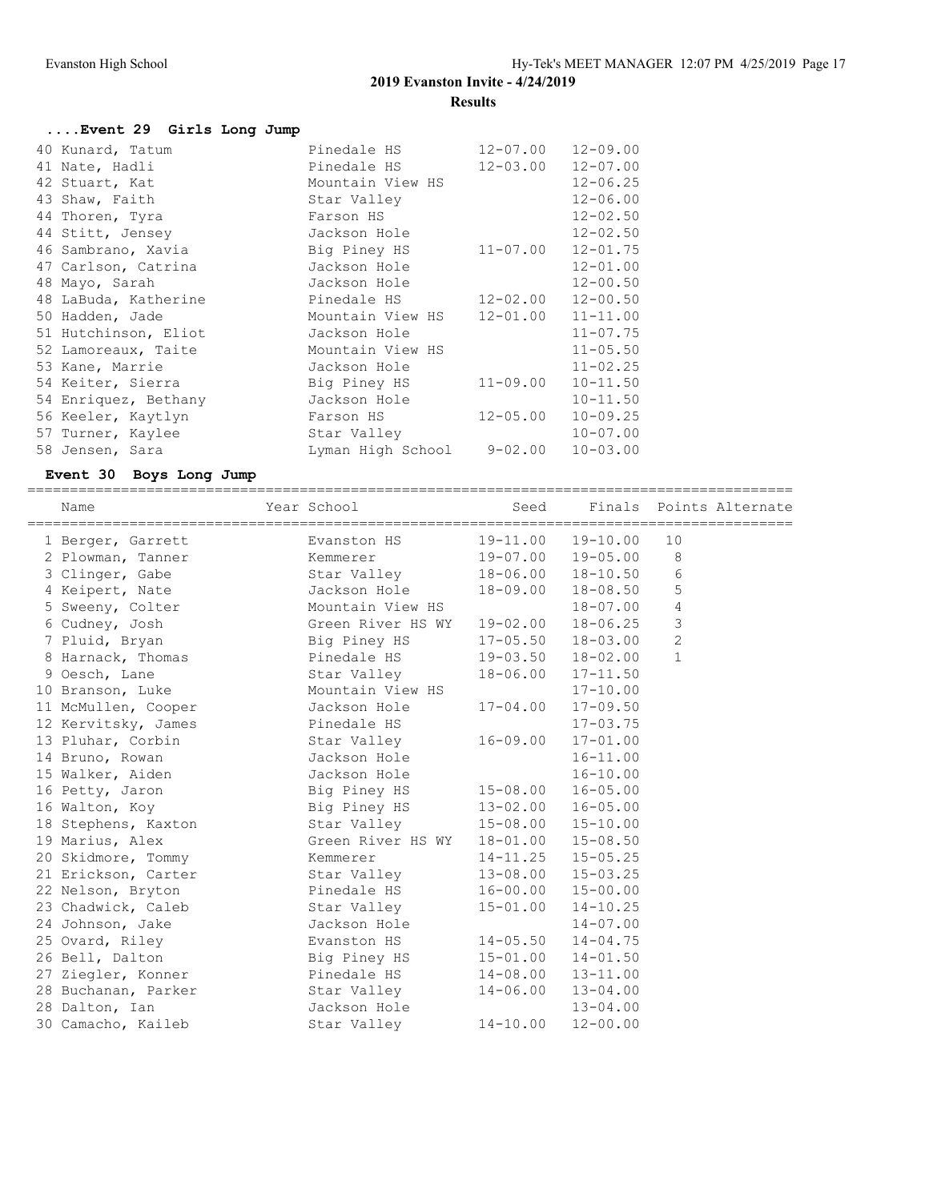## 2019 Evanston Invite - 4/24/2019

### Results

### ....Event 29 Girls Long Jump

| | | | | |
|---|---|---|---|---|
| 40 | Kunard, Tatum | Pinedale HS | 12-07.00 | 12-09.00 |
| 41 | Nate, Hadli | Pinedale HS | 12-03.00 | 12-07.00 |
| 42 | Stuart, Kat | Mountain View HS | | 12-06.25 |
| 43 | Shaw, Faith | Star Valley | | 12-06.00 |
| 44 | Thoren, Tyra | Farson HS | | 12-02.50 |
| 44 | Stitt, Jensey | Jackson Hole | | 12-02.50 |
| 46 | Sambrano, Xavia | Big Piney HS | 11-07.00 | 12-01.75 |
| 47 | Carlson, Catrina | Jackson Hole | | 12-01.00 |
| 48 | Mayo, Sarah | Jackson Hole | | 12-00.50 |
| 48 | LaBuda, Katherine | Pinedale HS | 12-02.00 | 12-00.50 |
| 50 | Hadden, Jade | Mountain View HS | 12-01.00 | 11-11.00 |
| 51 | Hutchinson, Eliot | Jackson Hole | | 11-07.75 |
| 52 | Lamoreaux, Taite | Mountain View HS | | 11-05.50 |
| 53 | Kane, Marrie | Jackson Hole | | 11-02.25 |
| 54 | Keiter, Sierra | Big Piney HS | 11-09.00 | 10-11.50 |
| 54 | Enriquez, Bethany | Jackson Hole | | 10-11.50 |
| 56 | Keeler, Kaytlyn | Farson HS | 12-05.00 | 10-09.25 |
| 57 | Turner, Kaylee | Star Valley | | 10-07.00 |
| 58 | Jensen, Sara | Lyman High School | 9-02.00 | 10-03.00 |

### Event 30 Boys Long Jump

| | Name | Year | School | Seed | Finals | Points | Alternate |
|---|---|---|---|---|---|---|---|
| 1 | Berger, Garrett | | Evanston HS | 19-11.00 | 19-10.00 | 10 | |
| 2 | Plowman, Tanner | | Kemmerer | 19-07.00 | 19-05.00 | 8 | |
| 3 | Clinger, Gabe | | Star Valley | 18-06.00 | 18-10.50 | 6 | |
| 4 | Keipert, Nate | | Jackson Hole | 18-09.00 | 18-08.50 | 5 | |
| 5 | Sweeny, Colter | | Mountain View HS | | 18-07.00 | 4 | |
| 6 | Cudney, Josh | | Green River HS WY | 19-02.00 | 18-06.25 | 3 | |
| 7 | Pluid, Bryan | | Big Piney HS | 17-05.50 | 18-03.00 | 2 | |
| 8 | Harnack, Thomas | | Pinedale HS | 19-03.50 | 18-02.00 | 1 | |
| 9 | Oesch, Lane | | Star Valley | 18-06.00 | 17-11.50 | | |
| 10 | Branson, Luke | | Mountain View HS | | 17-10.00 | | |
| 11 | McMullen, Cooper | | Jackson Hole | 17-04.00 | 17-09.50 | | |
| 12 | Kervitsky, James | | Pinedale HS | | 17-03.75 | | |
| 13 | Pluhar, Corbin | | Star Valley | 16-09.00 | 17-01.00 | | |
| 14 | Bruno, Rowan | | Jackson Hole | | 16-11.00 | | |
| 15 | Walker, Aiden | | Jackson Hole | | 16-10.00 | | |
| 16 | Petty, Jaron | | Big Piney HS | 15-08.00 | 16-05.00 | | |
| 16 | Walton, Koy | | Big Piney HS | 13-02.00 | 16-05.00 | | |
| 18 | Stephens, Kaxton | | Star Valley | 15-08.00 | 15-10.00 | | |
| 19 | Marius, Alex | | Green River HS WY | 18-01.00 | 15-08.50 | | |
| 20 | Skidmore, Tommy | | Kemmerer | 14-11.25 | 15-05.25 | | |
| 21 | Erickson, Carter | | Star Valley | 13-08.00 | 15-03.25 | | |
| 22 | Nelson, Bryton | | Pinedale HS | 16-00.00 | 15-00.00 | | |
| 23 | Chadwick, Caleb | | Star Valley | 15-01.00 | 14-10.25 | | |
| 24 | Johnson, Jake | | Jackson Hole | | 14-07.00 | | |
| 25 | Ovard, Riley | | Evanston HS | 14-05.50 | 14-04.75 | | |
| 26 | Bell, Dalton | | Big Piney HS | 15-01.00 | 14-01.50 | | |
| 27 | Ziegler, Konner | | Pinedale HS | 14-08.00 | 13-11.00 | | |
| 28 | Buchanan, Parker | | Star Valley | 14-06.00 | 13-04.00 | | |
| 28 | Dalton, Ian | | Jackson Hole | | 13-04.00 | | |
| 30 | Camacho, Kaileb | | Star Valley | 14-10.00 | 12-00.00 | | |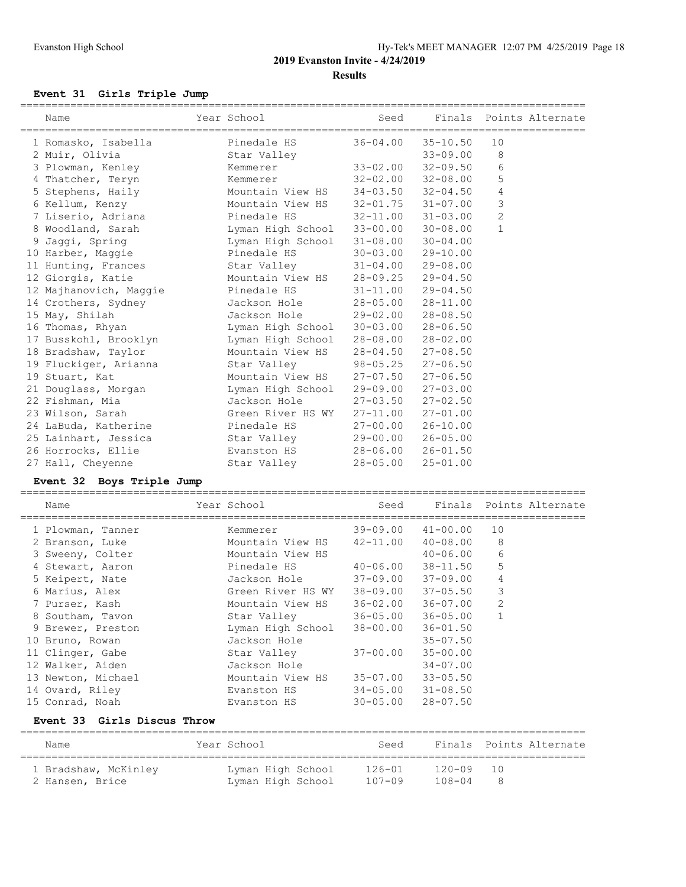## 2019 Evanston Invite - 4/24/2019

### Results

### Event 31 Girls Triple Jump

| | Name | Year | School | Seed | Finals | Points | Alternate |
|---|---|---|---|---|---|---|---|
| 1 | Romasko, Isabella | | Pinedale HS | 36-04.00 | 35-10.50 | 10 | |
| 2 | Muir, Olivia | | Star Valley | | 33-09.00 | 8 | |
| 3 | Plowman, Kenley | | Kemmerer | 33-02.00 | 32-09.50 | 6 | |
| 4 | Thatcher, Teryn | | Kemmerer | 32-02.00 | 32-08.00 | 5 | |
| 5 | Stephens, Haily | | Mountain View HS | 34-03.50 | 32-04.50 | 4 | |
| 6 | Kellum, Kenzy | | Mountain View HS | 32-01.75 | 31-07.00 | 3 | |
| 7 | Liserio, Adriana | | Pinedale HS | 32-11.00 | 31-03.00 | 2 | |
| 8 | Woodland, Sarah | | Lyman High School | 33-00.00 | 30-08.00 | 1 | |
| 9 | Jaggi, Spring | | Lyman High School | 31-08.00 | 30-04.00 | | |
| 10 | Harber, Maggie | | Pinedale HS | 30-03.00 | 29-10.00 | | |
| 11 | Hunting, Frances | | Star Valley | 31-04.00 | 29-08.00 | | |
| 12 | Giorgis, Katie | | Mountain View HS | 28-09.25 | 29-04.50 | | |
| 12 | Majhanovich, Maggie | | Pinedale HS | 31-11.00 | 29-04.50 | | |
| 14 | Crothers, Sydney | | Jackson Hole | 28-05.00 | 28-11.00 | | |
| 15 | May, Shilah | | Jackson Hole | 29-02.00 | 28-08.50 | | |
| 16 | Thomas, Rhyan | | Lyman High School | 30-03.00 | 28-06.50 | | |
| 17 | Busskohl, Brooklyn | | Lyman High School | 28-08.00 | 28-02.00 | | |
| 18 | Bradshaw, Taylor | | Mountain View HS | 28-04.50 | 27-08.50 | | |
| 19 | Fluckiger, Arianna | | Star Valley | 98-05.25 | 27-06.50 | | |
| 19 | Stuart, Kat | | Mountain View HS | 27-07.50 | 27-06.50 | | |
| 21 | Douglass, Morgan | | Lyman High School | 29-09.00 | 27-03.00 | | |
| 22 | Fishman, Mia | | Jackson Hole | 27-03.50 | 27-02.50 | | |
| 23 | Wilson, Sarah | | Green River HS WY | 27-11.00 | 27-01.00 | | |
| 24 | LaBuda, Katherine | | Pinedale HS | 27-00.00 | 26-10.00 | | |
| 25 | Lainhart, Jessica | | Star Valley | 29-00.00 | 26-05.00 | | |
| 26 | Horrocks, Ellie | | Evanston HS | 28-06.00 | 26-01.50 | | |
| 27 | Hall, Cheyenne | | Star Valley | 28-05.00 | 25-01.00 | | |

### Event 32 Boys Triple Jump

| | Name | Year | School | Seed | Finals | Points | Alternate |
|---|---|---|---|---|---|---|---|
| 1 | Plowman, Tanner | | Kemmerer | 39-09.00 | 41-00.00 | 10 | |
| 2 | Branson, Luke | | Mountain View HS | 42-11.00 | 40-08.00 | 8 | |
| 3 | Sweeny, Colter | | Mountain View HS | | 40-06.00 | 6 | |
| 4 | Stewart, Aaron | | Pinedale HS | 40-06.00 | 38-11.50 | 5 | |
| 5 | Keipert, Nate | | Jackson Hole | 37-09.00 | 37-09.00 | 4 | |
| 6 | Marius, Alex | | Green River HS WY | 38-09.00 | 37-05.50 | 3 | |
| 7 | Purser, Kash | | Mountain View HS | 36-02.00 | 36-07.00 | 2 | |
| 8 | Southam, Tavon | | Star Valley | 36-05.00 | 36-05.00 | 1 | |
| 9 | Brewer, Preston | | Lyman High School | 38-00.00 | 36-01.50 | | |
| 10 | Bruno, Rowan | | Jackson Hole | | 35-07.50 | | |
| 11 | Clinger, Gabe | | Star Valley | 37-00.00 | 35-00.00 | | |
| 12 | Walker, Aiden | | Jackson Hole | | 34-07.00 | | |
| 13 | Newton, Michael | | Mountain View HS | 35-07.00 | 33-05.50 | | |
| 14 | Ovard, Riley | | Evanston HS | 34-05.00 | 31-08.50 | | |
| 15 | Conrad, Noah | | Evanston HS | 30-05.00 | 28-07.50 | | |

### Event 33 Girls Discus Throw

| | Name | Year | School | Seed | Finals | Points | Alternate |
|---|---|---|---|---|---|---|---|
| 1 | Bradshaw, McKinley | | Lyman High School | 126-01 | 120-09 | 10 | |
| 2 | Hansen, Brice | | Lyman High School | 107-09 | 108-04 | 8 | |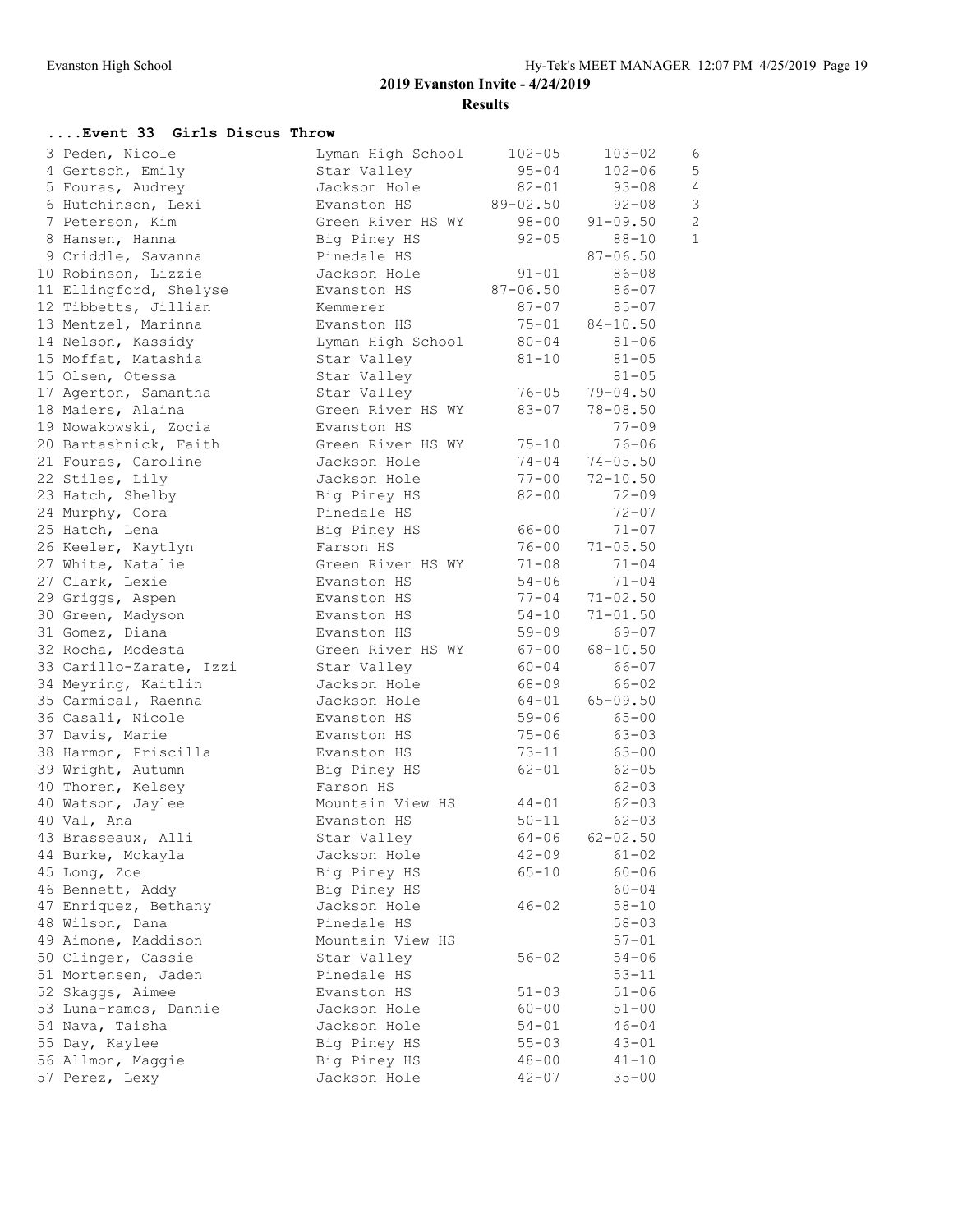## 2019 Evanston Invite - 4/24/2019

### Results

#### ....Event 33 Girls Discus Throw

| | | | | | |
|---|---|---|---|---|---|
| 3 | Peden, Nicole | Lyman High School | 102-05 | 103-02 | 6 |
| 4 | Gertsch, Emily | Star Valley | 95-04 | 102-06 | 5 |
| 5 | Fouras, Audrey | Jackson Hole | 82-01 | 93-08 | 4 |
| 6 | Hutchinson, Lexi | Evanston HS | 89-02.50 | 92-08 | 3 |
| 7 | Peterson, Kim | Green River HS WY | 98-00 | 91-09.50 | 2 |
| 8 | Hansen, Hanna | Big Piney HS | 92-05 | 88-10 | 1 |
| 9 | Criddle, Savanna | Pinedale HS | | 87-06.50 | |
| 10 | Robinson, Lizzie | Jackson Hole | 91-01 | 86-08 | |
| 11 | Ellingford, Shelyse | Evanston HS | 87-06.50 | 86-07 | |
| 12 | Tibbetts, Jillian | Kemmerer | 87-07 | 85-07 | |
| 13 | Mentzel, Marinna | Evanston HS | 75-01 | 84-10.50 | |
| 14 | Nelson, Kassidy | Lyman High School | 80-04 | 81-06 | |
| 15 | Moffat, Matashia | Star Valley | 81-10 | 81-05 | |
| 15 | Olsen, Otessa | Star Valley | | 81-05 | |
| 17 | Agerton, Samantha | Star Valley | 76-05 | 79-04.50 | |
| 18 | Maiers, Alaina | Green River HS WY | 83-07 | 78-08.50 | |
| 19 | Nowakowski, Zocia | Evanston HS | | 77-09 | |
| 20 | Bartashnick, Faith | Green River HS WY | 75-10 | 76-06 | |
| 21 | Fouras, Caroline | Jackson Hole | 74-04 | 74-05.50 | |
| 22 | Stiles, Lily | Jackson Hole | 77-00 | 72-10.50 | |
| 23 | Hatch, Shelby | Big Piney HS | 82-00 | 72-09 | |
| 24 | Murphy, Cora | Pinedale HS | | 72-07 | |
| 25 | Hatch, Lena | Big Piney HS | 66-00 | 71-07 | |
| 26 | Keeler, Kaytlyn | Farson HS | 76-00 | 71-05.50 | |
| 27 | White, Natalie | Green River HS WY | 71-08 | 71-04 | |
| 27 | Clark, Lexie | Evanston HS | 54-06 | 71-04 | |
| 29 | Griggs, Aspen | Evanston HS | 77-04 | 71-02.50 | |
| 30 | Green, Madyson | Evanston HS | 54-10 | 71-01.50 | |
| 31 | Gomez, Diana | Evanston HS | 59-09 | 69-07 | |
| 32 | Rocha, Modesta | Green River HS WY | 67-00 | 68-10.50 | |
| 33 | Carillo-Zarate, Izzi | Star Valley | 60-04 | 66-07 | |
| 34 | Meyring, Kaitlin | Jackson Hole | 68-09 | 66-02 | |
| 35 | Carmical, Raenna | Jackson Hole | 64-01 | 65-09.50 | |
| 36 | Casali, Nicole | Evanston HS | 59-06 | 65-00 | |
| 37 | Davis, Marie | Evanston HS | 75-06 | 63-03 | |
| 38 | Harmon, Priscilla | Evanston HS | 73-11 | 63-00 | |
| 39 | Wright, Autumn | Big Piney HS | 62-01 | 62-05 | |
| 40 | Thoren, Kelsey | Farson HS | | 62-03 | |
| 40 | Watson, Jaylee | Mountain View HS | 44-01 | 62-03 | |
| 40 | Val, Ana | Evanston HS | 50-11 | 62-03 | |
| 43 | Brasseaux, Alli | Star Valley | 64-06 | 62-02.50 | |
| 44 | Burke, Mckayla | Jackson Hole | 42-09 | 61-02 | |
| 45 | Long, Zoe | Big Piney HS | 65-10 | 60-06 | |
| 46 | Bennett, Addy | Big Piney HS | | 60-04 | |
| 47 | Enriquez, Bethany | Jackson Hole | 46-02 | 58-10 | |
| 48 | Wilson, Dana | Pinedale HS | | 58-03 | |
| 49 | Aimone, Maddison | Mountain View HS | | 57-01 | |
| 50 | Clinger, Cassie | Star Valley | 56-02 | 54-06 | |
| 51 | Mortensen, Jaden | Pinedale HS | | 53-11 | |
| 52 | Skaggs, Aimee | Evanston HS | 51-03 | 51-06 | |
| 53 | Luna-ramos, Dannie | Jackson Hole | 60-00 | 51-00 | |
| 54 | Nava, Taisha | Jackson Hole | 54-01 | 46-04 | |
| 55 | Day, Kaylee | Big Piney HS | 55-03 | 43-01 | |
| 56 | Allmon, Maggie | Big Piney HS | 48-00 | 41-10 | |
| 57 | Perez, Lexy | Jackson Hole | 42-07 | 35-00 | |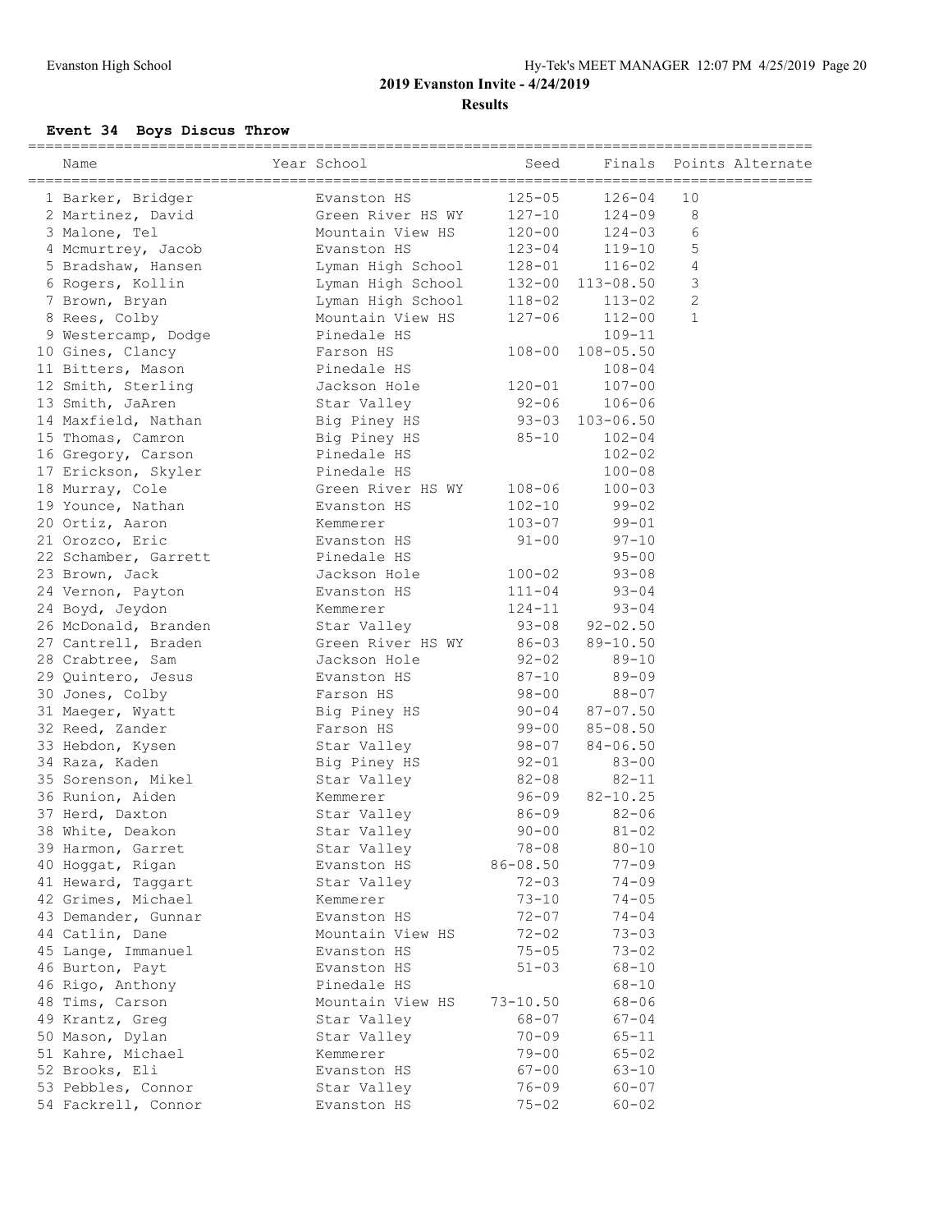## 2019 Evanston Invite - 4/24/2019

### Results

### Event 34 Boys Discus Throw

| Name | Year School | Seed | Finals | Points | Alternate |
|---|---|---|---|---|---|
| 1 Barker, Bridger | Evanston HS | 125-05 | 126-04 | 10 | |
| 2 Martinez, David | Green River HS WY | 127-10 | 124-09 | 8 | |
| 3 Malone, Tel | Mountain View HS | 120-00 | 124-03 | 6 | |
| 4 Mcmurtrey, Jacob | Evanston HS | 123-04 | 119-10 | 5 | |
| 5 Bradshaw, Hansen | Lyman High School | 128-01 | 116-02 | 4 | |
| 6 Rogers, Kollin | Lyman High School | 132-00 | 113-08.50 | 3 | |
| 7 Brown, Bryan | Lyman High School | 118-02 | 113-02 | 2 | |
| 8 Rees, Colby | Mountain View HS | 127-06 | 112-00 | 1 | |
| 9 Westercamp, Dodge | Pinedale HS | | 109-11 | | |
| 10 Gines, Clancy | Farson HS | 108-00 | 108-05.50 | | |
| 11 Bitters, Mason | Pinedale HS | | 108-04 | | |
| 12 Smith, Sterling | Jackson Hole | 120-01 | 107-00 | | |
| 13 Smith, JaAren | Star Valley | 92-06 | 106-06 | | |
| 14 Maxfield, Nathan | Big Piney HS | 93-03 | 103-06.50 | | |
| 15 Thomas, Camron | Big Piney HS | 85-10 | 102-04 | | |
| 16 Gregory, Carson | Pinedale HS | | 102-02 | | |
| 17 Erickson, Skyler | Pinedale HS | | 100-08 | | |
| 18 Murray, Cole | Green River HS WY | 108-06 | 100-03 | | |
| 19 Younce, Nathan | Evanston HS | 102-10 | 99-02 | | |
| 20 Ortiz, Aaron | Kemmerer | 103-07 | 99-01 | | |
| 21 Orozco, Eric | Evanston HS | 91-00 | 97-10 | | |
| 22 Schamber, Garrett | Pinedale HS | | 95-00 | | |
| 23 Brown, Jack | Jackson Hole | 100-02 | 93-08 | | |
| 24 Vernon, Payton | Evanston HS | 111-04 | 93-04 | | |
| 24 Boyd, Jeydon | Kemmerer | 124-11 | 93-04 | | |
| 26 McDonald, Branden | Star Valley | 93-08 | 92-02.50 | | |
| 27 Cantrell, Braden | Green River HS WY | 86-03 | 89-10.50 | | |
| 28 Crabtree, Sam | Jackson Hole | 92-02 | 89-10 | | |
| 29 Quintero, Jesus | Evanston HS | 87-10 | 89-09 | | |
| 30 Jones, Colby | Farson HS | 98-00 | 88-07 | | |
| 31 Maeger, Wyatt | Big Piney HS | 90-04 | 87-07.50 | | |
| 32 Reed, Zander | Farson HS | 99-00 | 85-08.50 | | |
| 33 Hebdon, Kysen | Star Valley | 98-07 | 84-06.50 | | |
| 34 Raza, Kaden | Big Piney HS | 92-01 | 83-00 | | |
| 35 Sorenson, Mikel | Star Valley | 82-08 | 82-11 | | |
| 36 Runion, Aiden | Kemmerer | 96-09 | 82-10.25 | | |
| 37 Herd, Daxton | Star Valley | 86-09 | 82-06 | | |
| 38 White, Deakon | Star Valley | 90-00 | 81-02 | | |
| 39 Harmon, Garret | Star Valley | 78-08 | 80-10 | | |
| 40 Hoggat, Rigan | Evanston HS | 86-08.50 | 77-09 | | |
| 41 Heward, Taggart | Star Valley | 72-03 | 74-09 | | |
| 42 Grimes, Michael | Kemmerer | 73-10 | 74-05 | | |
| 43 Demander, Gunnar | Evanston HS | 72-07 | 74-04 | | |
| 44 Catlin, Dane | Mountain View HS | 72-02 | 73-03 | | |
| 45 Lange, Immanuel | Evanston HS | 75-05 | 73-02 | | |
| 46 Burton, Payt | Evanston HS | 51-03 | 68-10 | | |
| 46 Rigo, Anthony | Pinedale HS | | 68-10 | | |
| 48 Tims, Carson | Mountain View HS | 73-10.50 | 68-06 | | |
| 49 Krantz, Greg | Star Valley | 68-07 | 67-04 | | |
| 50 Mason, Dylan | Star Valley | 70-09 | 65-11 | | |
| 51 Kahre, Michael | Kemmerer | 79-00 | 65-02 | | |
| 52 Brooks, Eli | Evanston HS | 67-00 | 63-10 | | |
| 53 Pebbles, Connor | Star Valley | 76-09 | 60-07 | | |
| 54 Fackrell, Connor | Evanston HS | 75-02 | 60-02 | | |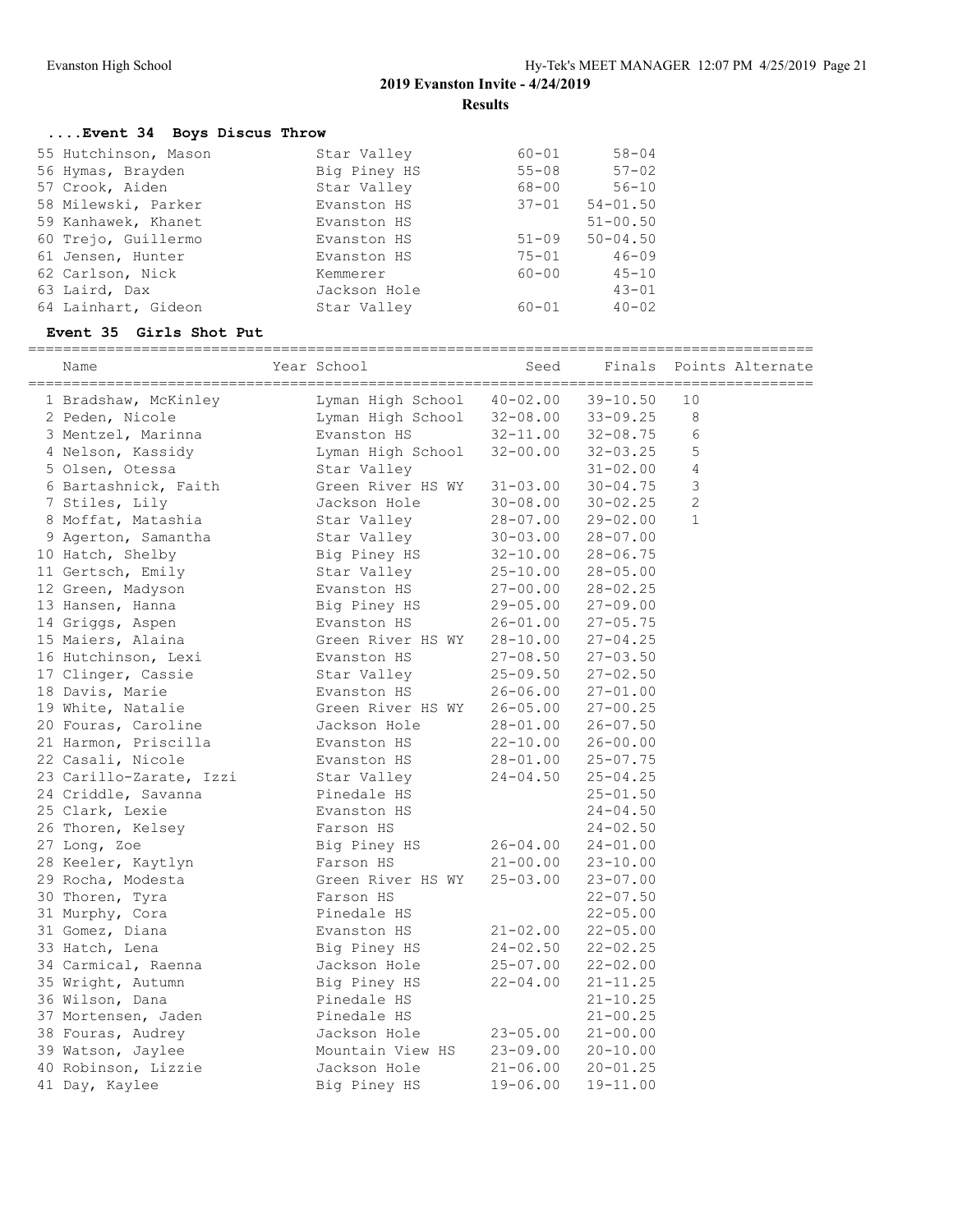## 2019 Evanston Invite - 4/24/2019

### Results

#### ....Event 34 Boys Discus Throw

| | | | | |
|---|---|---|---|---|
| 55 | Hutchinson, Mason | Star Valley | 60-01 | 58-04 |
| 56 | Hymas, Brayden | Big Piney HS | 55-08 | 57-02 |
| 57 | Crook, Aiden | Star Valley | 68-00 | 56-10 |
| 58 | Milewski, Parker | Evanston HS | 37-01 | 54-01.50 |
| 59 | Kanhawek, Khanet | Evanston HS | | 51-00.50 |
| 60 | Trejo, Guillermo | Evanston HS | 51-09 | 50-04.50 |
| 61 | Jensen, Hunter | Evanston HS | 75-01 | 46-09 |
| 62 | Carlson, Nick | Kemmerer | 60-00 | 45-10 |
| 63 | Laird, Dax | Jackson Hole | | 43-01 |
| 64 | Lainhart, Gideon | Star Valley | 60-01 | 40-02 |

#### Event 35 Girls Shot Put

| | Name | Year School | Seed | Finals | Points | Alternate |
|---|---|---|---|---|---|---|
| 1 | Bradshaw, McKinley | Lyman High School | 40-02.00 | 39-10.50 | 10 | |
| 2 | Peden, Nicole | Lyman High School | 32-08.00 | 33-09.25 | 8 | |
| 3 | Mentzel, Marinna | Evanston HS | 32-11.00 | 32-08.75 | 6 | |
| 4 | Nelson, Kassidy | Lyman High School | 32-00.00 | 32-03.25 | 5 | |
| 5 | Olsen, Otessa | Star Valley | | 31-02.00 | 4 | |
| 6 | Bartashnick, Faith | Green River HS WY | 31-03.00 | 30-04.75 | 3 | |
| 7 | Stiles, Lily | Jackson Hole | 30-08.00 | 30-02.25 | 2 | |
| 8 | Moffat, Matashia | Star Valley | 28-07.00 | 29-02.00 | 1 | |
| 9 | Agerton, Samantha | Star Valley | 30-03.00 | 28-07.00 | | |
| 10 | Hatch, Shelby | Big Piney HS | 32-10.00 | 28-06.75 | | |
| 11 | Gertsch, Emily | Star Valley | 25-10.00 | 28-05.00 | | |
| 12 | Green, Madyson | Evanston HS | 27-00.00 | 28-02.25 | | |
| 13 | Hansen, Hanna | Big Piney HS | 29-05.00 | 27-09.00 | | |
| 14 | Griggs, Aspen | Evanston HS | 26-01.00 | 27-05.75 | | |
| 15 | Maiers, Alaina | Green River HS WY | 28-10.00 | 27-04.25 | | |
| 16 | Hutchinson, Lexi | Evanston HS | 27-08.50 | 27-03.50 | | |
| 17 | Clinger, Cassie | Star Valley | 25-09.50 | 27-02.50 | | |
| 18 | Davis, Marie | Evanston HS | 26-06.00 | 27-01.00 | | |
| 19 | White, Natalie | Green River HS WY | 26-05.00 | 27-00.25 | | |
| 20 | Fouras, Caroline | Jackson Hole | 28-01.00 | 26-07.50 | | |
| 21 | Harmon, Priscilla | Evanston HS | 22-10.00 | 26-00.00 | | |
| 22 | Casali, Nicole | Evanston HS | 28-01.00 | 25-07.75 | | |
| 23 | Carillo-Zarate, Izzi | Star Valley | 24-04.50 | 25-04.25 | | |
| 24 | Criddle, Savanna | Pinedale HS | | 25-01.50 | | |
| 25 | Clark, Lexie | Evanston HS | | 24-04.50 | | |
| 26 | Thoren, Kelsey | Farson HS | | 24-02.50 | | |
| 27 | Long, Zoe | Big Piney HS | 26-04.00 | 24-01.00 | | |
| 28 | Keeler, Kaytlyn | Farson HS | 21-00.00 | 23-10.00 | | |
| 29 | Rocha, Modesta | Green River HS WY | 25-03.00 | 23-07.00 | | |
| 30 | Thoren, Tyra | Farson HS | | 22-07.50 | | |
| 31 | Murphy, Cora | Pinedale HS | | 22-05.00 | | |
| 31 | Gomez, Diana | Evanston HS | 21-02.00 | 22-05.00 | | |
| 33 | Hatch, Lena | Big Piney HS | 24-02.50 | 22-02.25 | | |
| 34 | Carmical, Raenna | Jackson Hole | 25-07.00 | 22-02.00 | | |
| 35 | Wright, Autumn | Big Piney HS | 22-04.00 | 21-11.25 | | |
| 36 | Wilson, Dana | Pinedale HS | | 21-10.25 | | |
| 37 | Mortensen, Jaden | Pinedale HS | | 21-00.25 | | |
| 38 | Fouras, Audrey | Jackson Hole | 23-05.00 | 21-00.00 | | |
| 39 | Watson, Jaylee | Mountain View HS | 23-09.00 | 20-10.00 | | |
| 40 | Robinson, Lizzie | Jackson Hole | 21-06.00 | 20-01.25 | | |
| 41 | Day, Kaylee | Big Piney HS | 19-06.00 | 19-11.00 | | |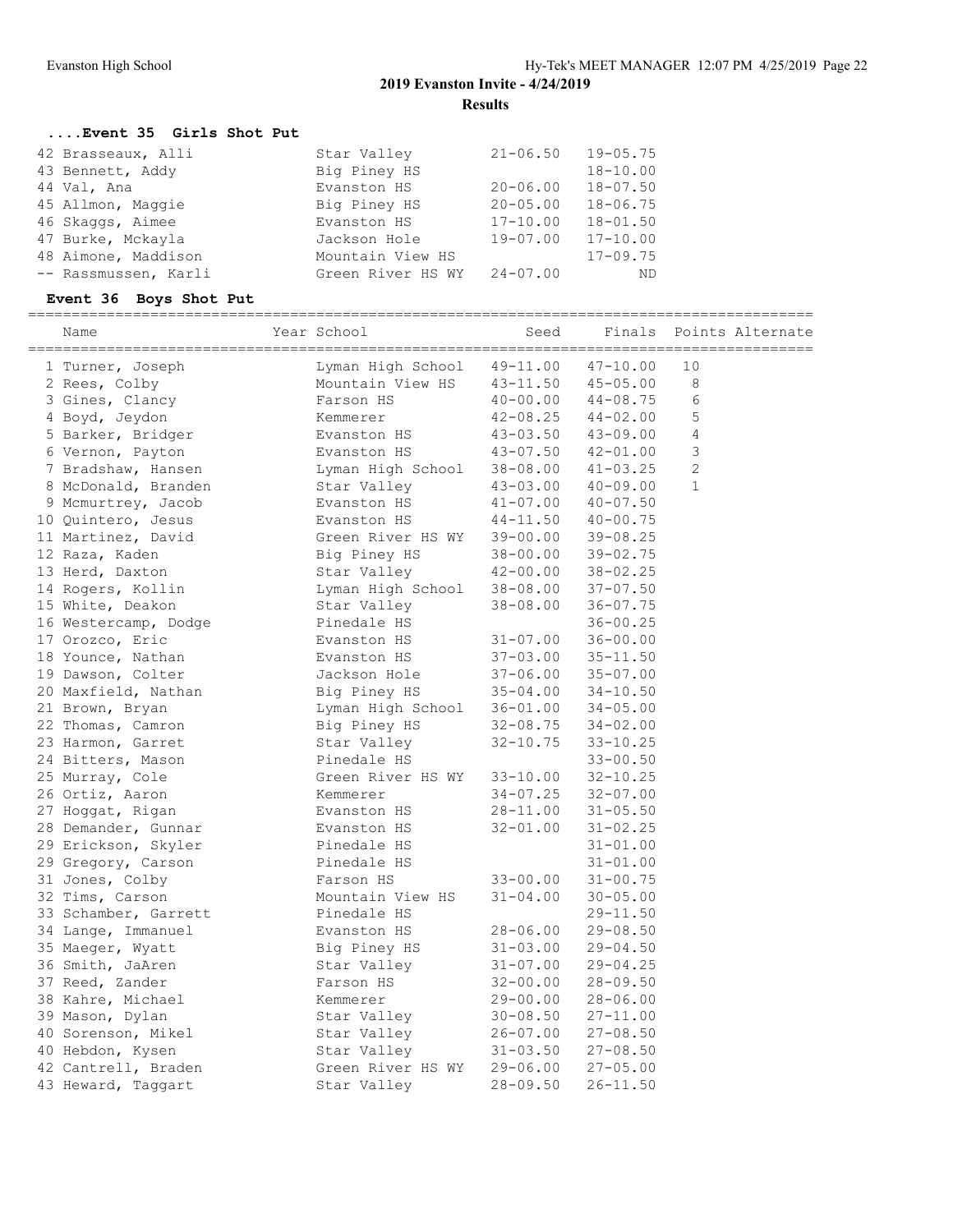## 2019 Evanston Invite - 4/24/2019

### Results

#### ....Event 35 Girls Shot Put

| | | | | |
|---|---|---|---|---|
| 42 | Brasseaux, Alli | Star Valley | 21-06.50 | 19-05.75 |
| 43 | Bennett, Addy | Big Piney HS | | 18-10.00 |
| 44 | Val, Ana | Evanston HS | 20-06.00 | 18-07.50 |
| 45 | Allmon, Maggie | Big Piney HS | 20-05.00 | 18-06.75 |
| 46 | Skaggs, Aimee | Evanston HS | 17-10.00 | 18-01.50 |
| 47 | Burke, Mckayla | Jackson Hole | 19-07.00 | 17-10.00 |
| 48 | Aimone, Maddison | Mountain View HS | | 17-09.75 |
| -- | Rassmussen, Karli | Green River HS WY | 24-07.00 | ND |

#### Event 36 Boys Shot Put

| | Name | Year School | Seed | Finals | Points | Alternate |
|---|---|---|---|---|---|---|
| 1 | Turner, Joseph | Lyman High School | 49-11.00 | 47-10.00 | 10 | |
| 2 | Rees, Colby | Mountain View HS | 43-11.50 | 45-05.00 | 8 | |
| 3 | Gines, Clancy | Farson HS | 40-00.00 | 44-08.75 | 6 | |
| 4 | Boyd, Jeydon | Kemmerer | 42-08.25 | 44-02.00 | 5 | |
| 5 | Barker, Bridger | Evanston HS | 43-03.50 | 43-09.00 | 4 | |
| 6 | Vernon, Payton | Evanston HS | 43-07.50 | 42-01.00 | 3 | |
| 7 | Bradshaw, Hansen | Lyman High School | 38-08.00 | 41-03.25 | 2 | |
| 8 | McDonald, Branden | Star Valley | 43-03.00 | 40-09.00 | 1 | |
| 9 | Mcmurtrey, Jacob | Evanston HS | 41-07.00 | 40-07.50 | | |
| 10 | Quintero, Jesus | Evanston HS | 44-11.50 | 40-00.75 | | |
| 11 | Martinez, David | Green River HS WY | 39-00.00 | 39-08.25 | | |
| 12 | Raza, Kaden | Big Piney HS | 38-00.00 | 39-02.75 | | |
| 13 | Herd, Daxton | Star Valley | 42-00.00 | 38-02.25 | | |
| 14 | Rogers, Kollin | Lyman High School | 38-08.00 | 37-07.50 | | |
| 15 | White, Deakon | Star Valley | 38-08.00 | 36-07.75 | | |
| 16 | Westercamp, Dodge | Pinedale HS | | 36-00.25 | | |
| 17 | Orozco, Eric | Evanston HS | 31-07.00 | 36-00.00 | | |
| 18 | Younce, Nathan | Evanston HS | 37-03.00 | 35-11.50 | | |
| 19 | Dawson, Colter | Jackson Hole | 37-06.00 | 35-07.00 | | |
| 20 | Maxfield, Nathan | Big Piney HS | 35-04.00 | 34-10.50 | | |
| 21 | Brown, Bryan | Lyman High School | 36-01.00 | 34-05.00 | | |
| 22 | Thomas, Camron | Big Piney HS | 32-08.75 | 34-02.00 | | |
| 23 | Harmon, Garret | Star Valley | 32-10.75 | 33-10.25 | | |
| 24 | Bitters, Mason | Pinedale HS | | 33-00.50 | | |
| 25 | Murray, Cole | Green River HS WY | 33-10.00 | 32-10.25 | | |
| 26 | Ortiz, Aaron | Kemmerer | 34-07.25 | 32-07.00 | | |
| 27 | Hoggat, Rigan | Evanston HS | 28-11.00 | 31-05.50 | | |
| 28 | Demander, Gunnar | Evanston HS | 32-01.00 | 31-02.25 | | |
| 29 | Erickson, Skyler | Pinedale HS | | 31-01.00 | | |
| 29 | Gregory, Carson | Pinedale HS | | 31-01.00 | | |
| 31 | Jones, Colby | Farson HS | 33-00.00 | 31-00.75 | | |
| 32 | Tims, Carson | Mountain View HS | 31-04.00 | 30-05.00 | | |
| 33 | Schamber, Garrett | Pinedale HS | | 29-11.50 | | |
| 34 | Lange, Immanuel | Evanston HS | 28-06.00 | 29-08.50 | | |
| 35 | Maeger, Wyatt | Big Piney HS | 31-03.00 | 29-04.50 | | |
| 36 | Smith, JaAren | Star Valley | 31-07.00 | 29-04.25 | | |
| 37 | Reed, Zander | Farson HS | 32-00.00 | 28-09.50 | | |
| 38 | Kahre, Michael | Kemmerer | 29-00.00 | 28-06.00 | | |
| 39 | Mason, Dylan | Star Valley | 30-08.50 | 27-11.00 | | |
| 40 | Sorenson, Mikel | Star Valley | 26-07.00 | 27-08.50 | | |
| 40 | Hebdon, Kysen | Star Valley | 31-03.50 | 27-08.50 | | |
| 42 | Cantrell, Braden | Green River HS WY | 29-06.00 | 27-05.00 | | |
| 43 | Heward, Taggart | Star Valley | 28-09.50 | 26-11.50 | | |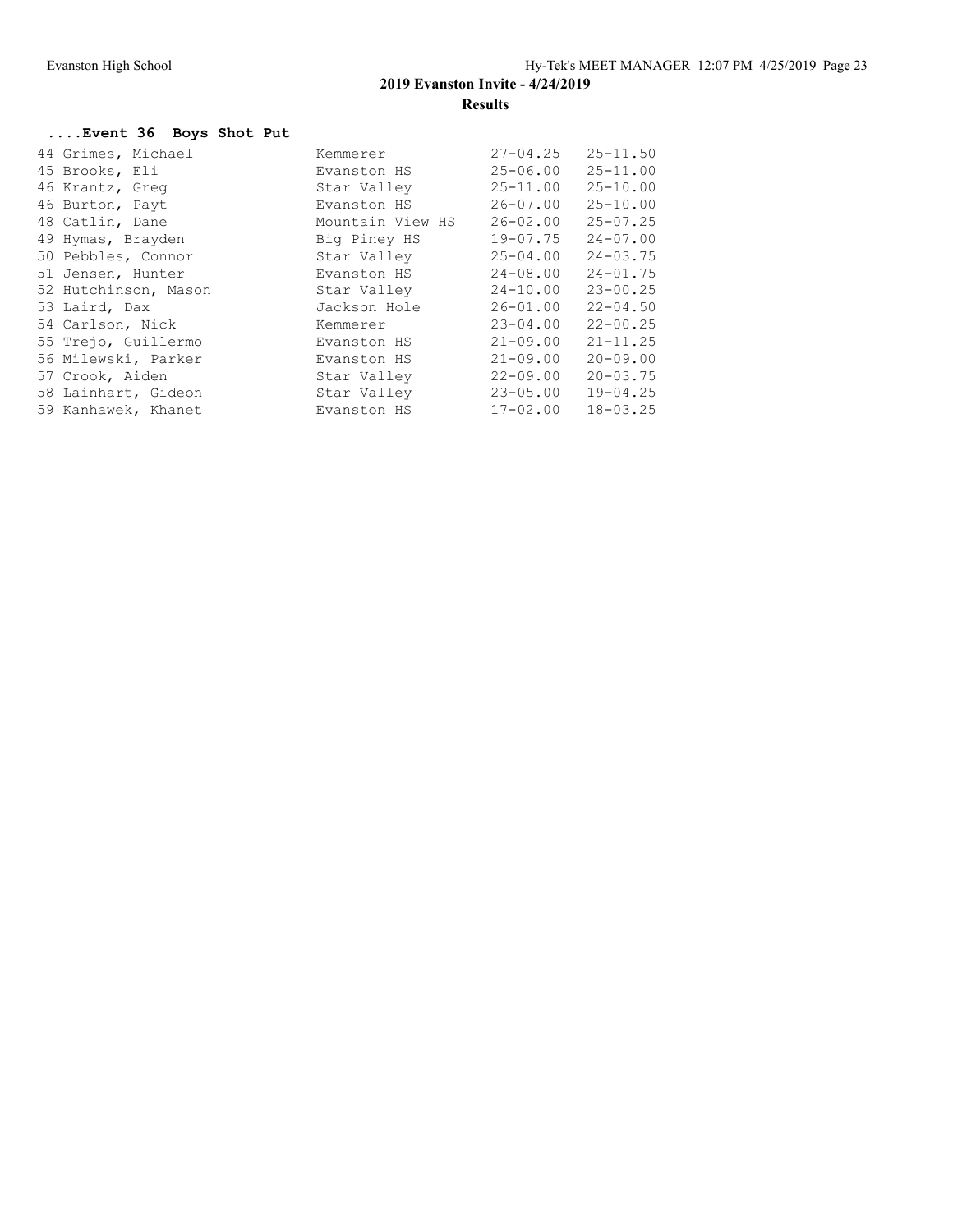## 2019 Evanston Invite - 4/24/2019

**Results**

### ....Event 36 Boys Shot Put

| | | | | |
|---|---|---|---|---|
| 44 | Grimes, Michael | Kemmerer | 27-04.25 | 25-11.50 |
| 45 | Brooks, Eli | Evanston HS | 25-06.00 | 25-11.00 |
| 46 | Krantz, Greg | Star Valley | 25-11.00 | 25-10.00 |
| 46 | Burton, Payt | Evanston HS | 26-07.00 | 25-10.00 |
| 48 | Catlin, Dane | Mountain View HS | 26-02.00 | 25-07.25 |
| 49 | Hymas, Brayden | Big Piney HS | 19-07.75 | 24-07.00 |
| 50 | Pebbles, Connor | Star Valley | 25-04.00 | 24-03.75 |
| 51 | Jensen, Hunter | Evanston HS | 24-08.00 | 24-01.75 |
| 52 | Hutchinson, Mason | Star Valley | 24-10.00 | 23-00.25 |
| 53 | Laird, Dax | Jackson Hole | 26-01.00 | 22-04.50 |
| 54 | Carlson, Nick | Kemmerer | 23-04.00 | 22-00.25 |
| 55 | Trejo, Guillermo | Evanston HS | 21-09.00 | 21-11.25 |
| 56 | Milewski, Parker | Evanston HS | 21-09.00 | 20-09.00 |
| 57 | Crook, Aiden | Star Valley | 22-09.00 | 20-03.75 |
| 58 | Lainhart, Gideon | Star Valley | 23-05.00 | 19-04.25 |
| 59 | Kanhawek, Khanet | Evanston HS | 17-02.00 | 18-03.25 |